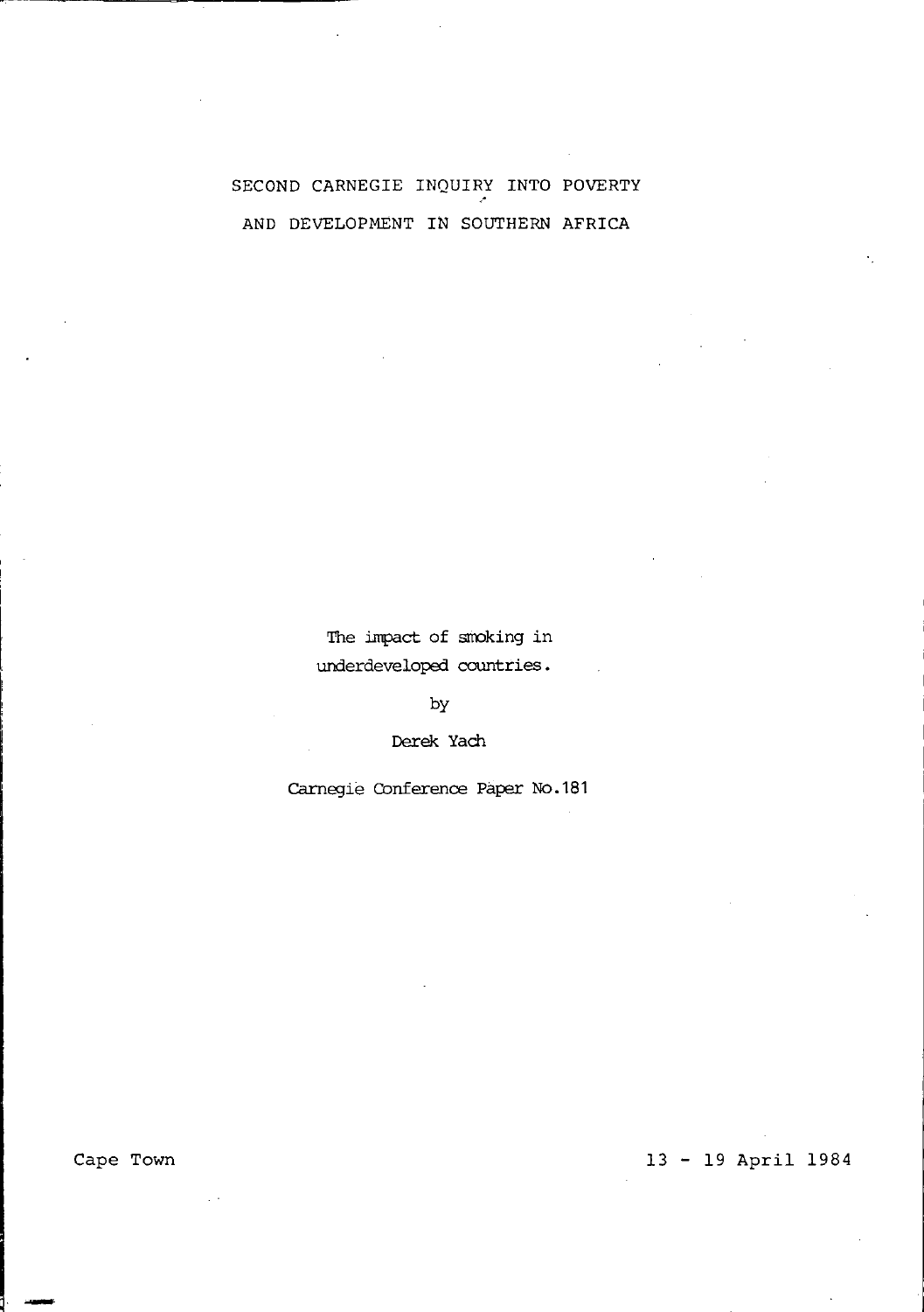# SECOND CARNEGIE INQUIRY INTO POVERTY AND DEVELOPMENT IN SOUTHERN AFRICA

The impact of smoking in underdeveloped countries.

by

Derek Yach

Carnegie Conference Paper No.181

Cape Town

13 - 19 April 1984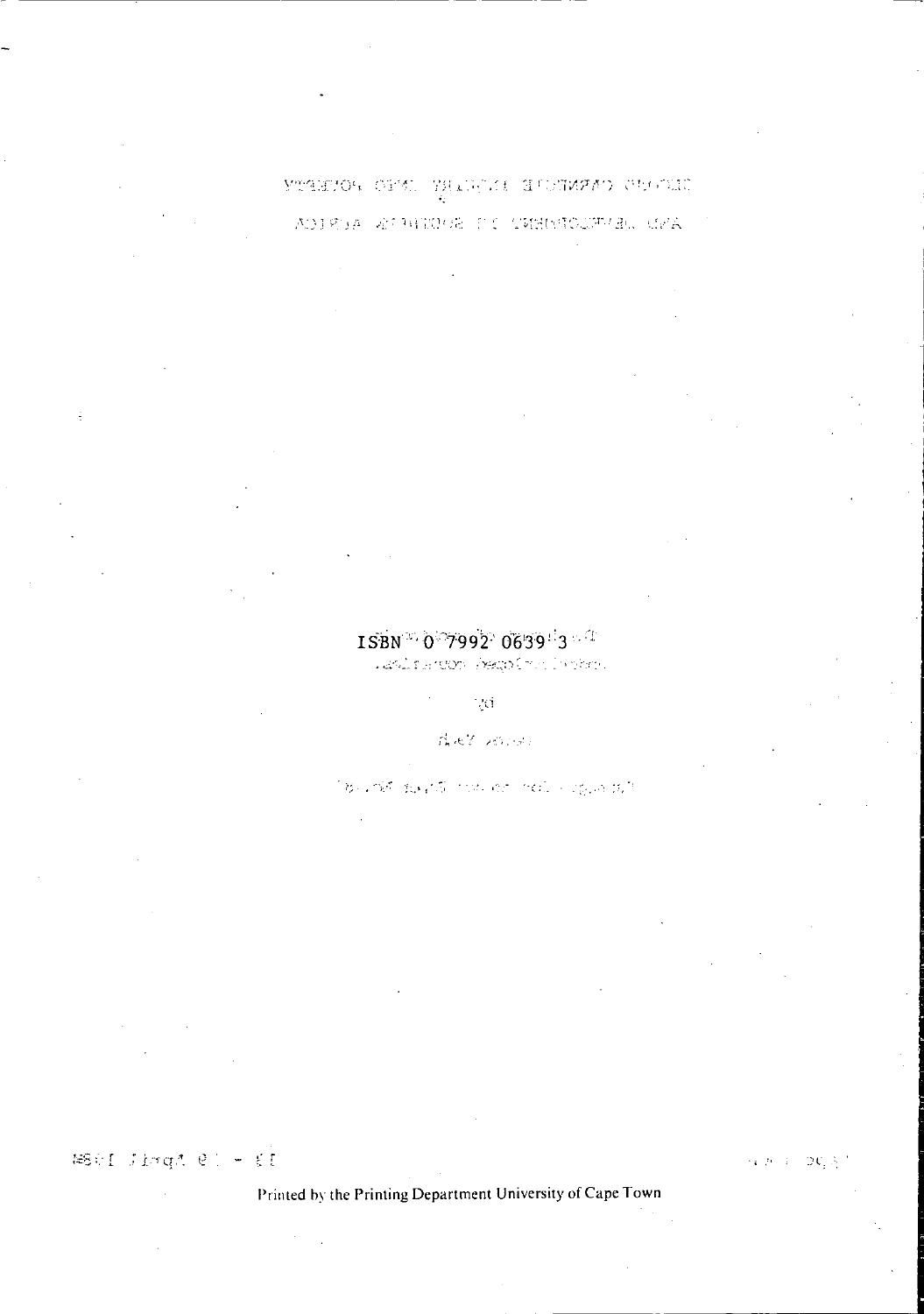ISBN 0 7992 0639 3

Printed by the Printing Department University of Cape Town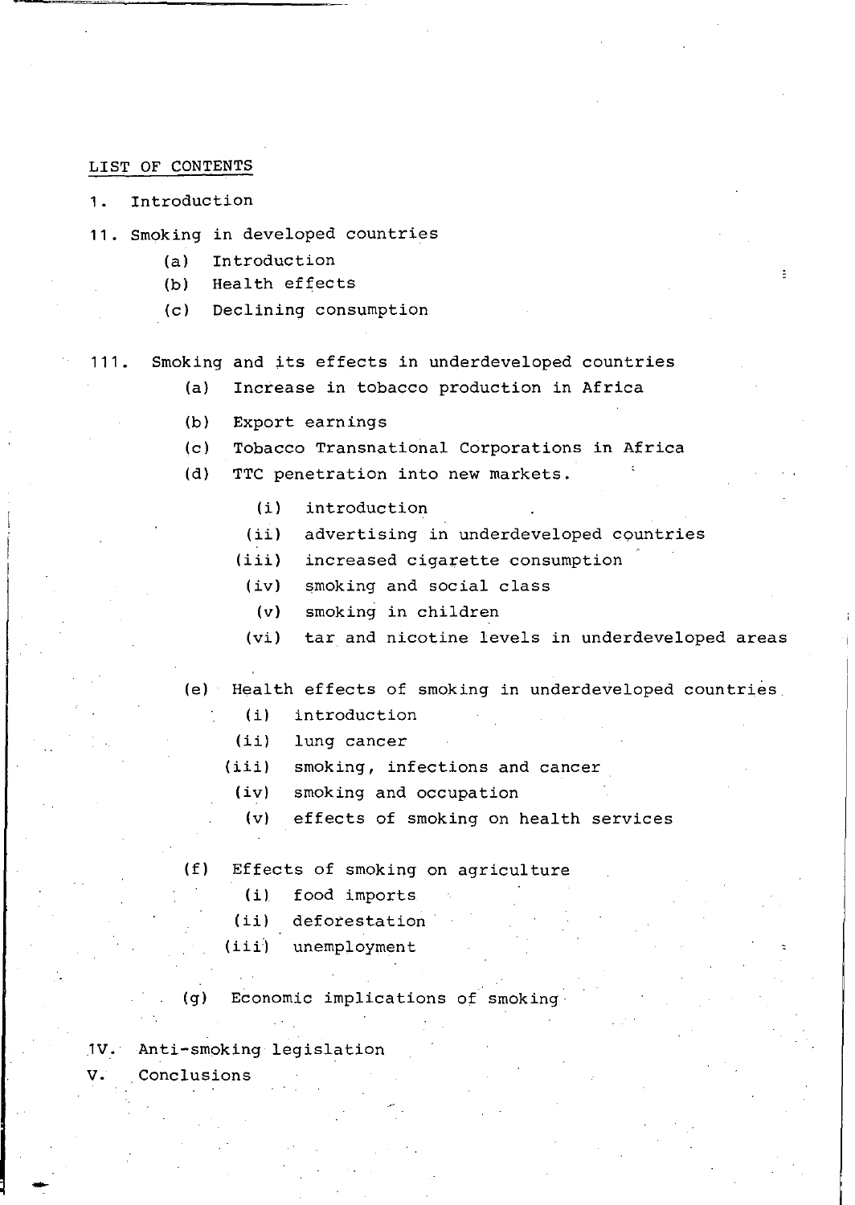## LIST OF CONTENTS

1. Introduction

11. Smoking in developed countries
    - (a) Introduction
    - (b) Health effects
    - (c) Declining consumption

111. Smoking and its effects in underdeveloped countries
    - (a) Increase in tobacco production in Africa
    - (b) Export earnings
    - (c) Tobacco Transnational Corporations in Africa
    - (d) TTC penetration into new markets.
        - (i) introduction
        - (ii) advertising in underdeveloped countries
        - (iii) increased cigarette consumption
        - (iv) smoking and social class
        - (v) smoking in children
        - (vi) tar and nicotine levels in underdeveloped areas
    - (e) Health effects of smoking in underdeveloped countries
        - (i) introduction
        - (ii) lung cancer
        - (iii) smoking, infections and cancer
        - (iv) smoking and occupation
        - (v) effects of smoking on health services
    - (f) Effects of smoking on agriculture
        - (i) food imports
        - (ii) deforestation
        - (iii) unemployment
    - (g) Economic implications of smoking

1V. Anti-smoking legislation

V. Conclusions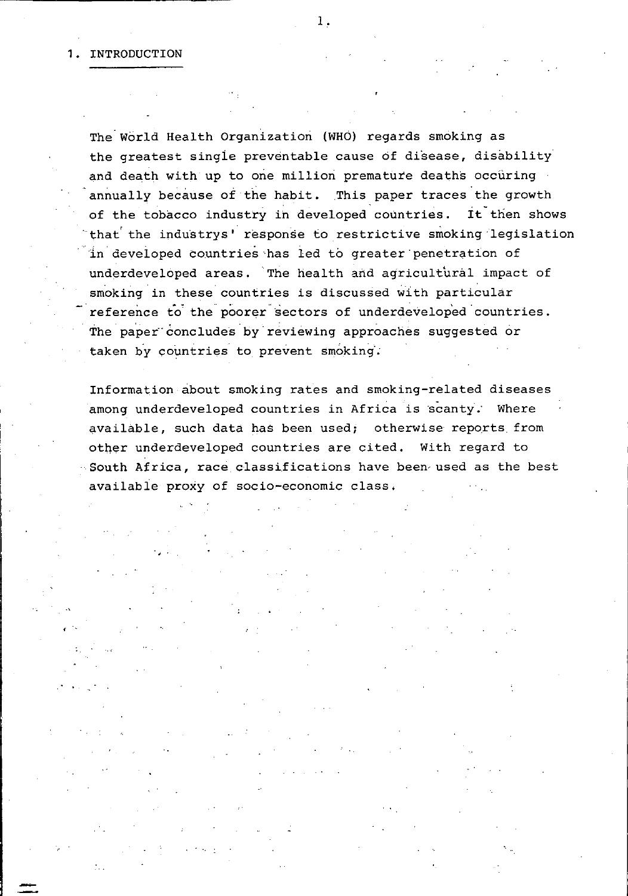# 1. INTRODUCTION

The World Health Organization (WHO) regards smoking as the greatest single preventable cause of disease, disability and death with up to one million premature deaths occuring annually because of the habit. This paper traces the growth of the tobacco industry in developed countries. It then shows that the industrys' response to restrictive smoking legislation in developed countries has led to greater penetration of underdeveloped areas. The health and agricultural impact of smoking in these countries is discussed with particular reference to the poorer sectors of underdeveloped countries. The paper concludes by reviewing approaches suggested or taken by countries to prevent smoking.

Information about smoking rates and smoking-related diseases among underdeveloped countries in Africa is scanty. Where available, such data has been used; otherwise reports from other underdeveloped countries are cited. With regard to South Africa, race classifications have been used as the best available proxy of socio-economic class.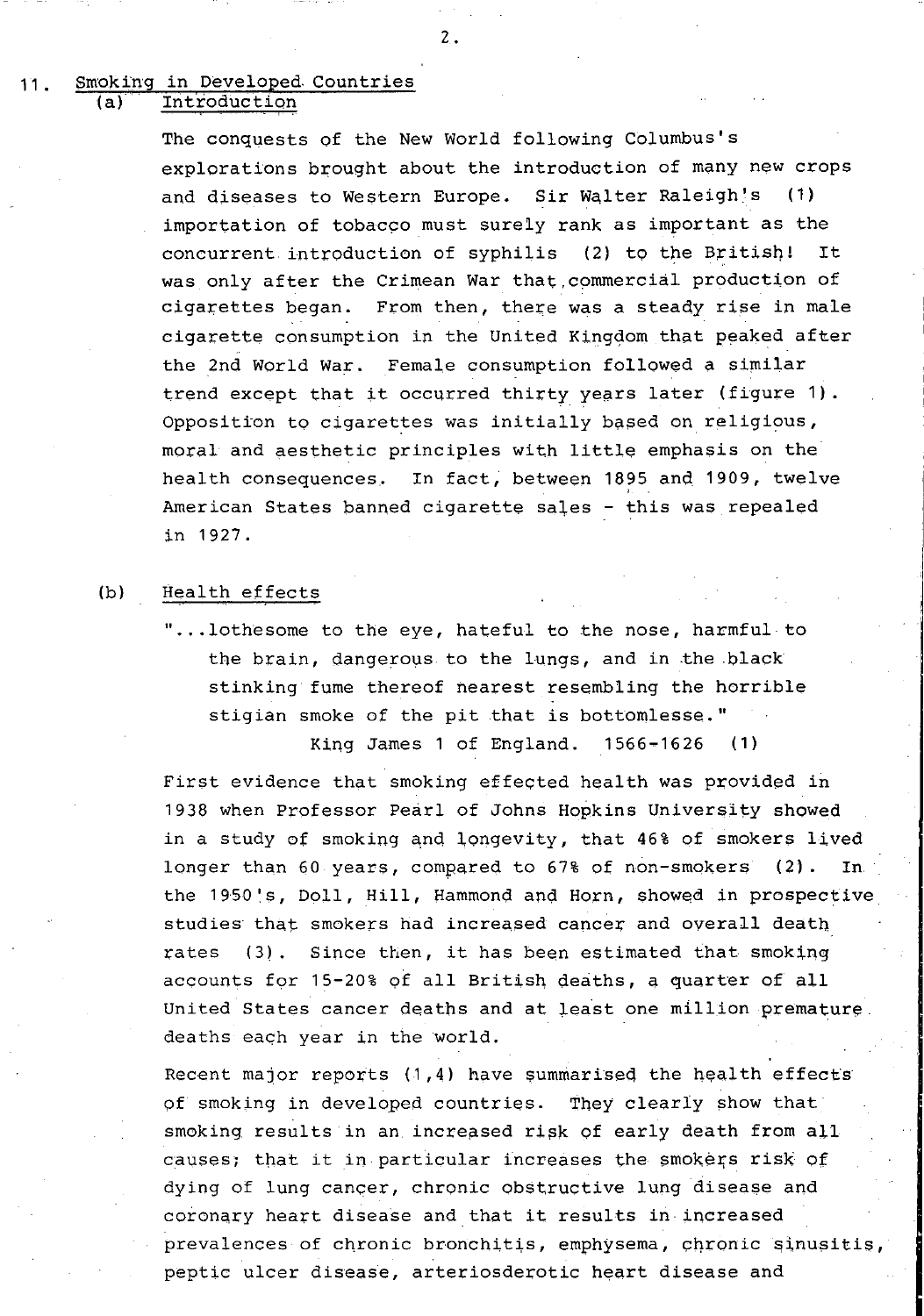## 11. Smoking in Developed Countries

### (a) Introduction

The conquests of the New World following Columbus's explorations brought about the introduction of many new crops and diseases to Western Europe. Sir Walter Raleigh's (1) importation of tobacco must surely rank as important as the concurrent introduction of syphilis (2) to the British! It was only after the Crimean War that commercial production of cigarettes began. From then, there was a steady rise in male cigarette consumption in the United Kingdom that peaked after the 2nd World War. Female consumption followed a similar trend except that it occurred thirty years later (figure 1). Opposition to cigarettes was initially based on religious, moral and aesthetic principles with little emphasis on the health consequences. In fact, between 1895 and 1909, twelve American States banned cigarette sales - this was repealed in 1927.

### (b) Health effects

> "...lothesome to the eye, hateful to the nose, harmful to the brain, dangerous to the lungs, and in the black stinking fume thereof nearest resembling the horrible stigian smoke of the pit that is bottomlesse."
>
> King James 1 of England. 1566-1626 (1)

First evidence that smoking effected health was provided in 1938 when Professor Pearl of Johns Hopkins University showed in a study of smoking and longevity, that 46% of smokers lived longer than 60 years, compared to 67% of non-smokers (2). In the 1950's, Doll, Hill, Hammond and Horn, showed in prospective studies that smokers had increased cancer and overall death rates (3). Since then, it has been estimated that smoking accounts for 15-20% of all British deaths, a quarter of all United States cancer deaths and at least one million premature deaths each year in the world.

Recent major reports (1,4) have summarised the health effects of smoking in developed countries. They clearly show that smoking results in an increased risk of early death from all causes; that it in particular increases the smokers risk of dying of lung cancer, chronic obstructive lung disease and coronary heart disease and that it results in increased prevalences of chronic bronchitis, emphysema, chronic sinusitis, peptic ulcer disease, arteriosderotic heart disease and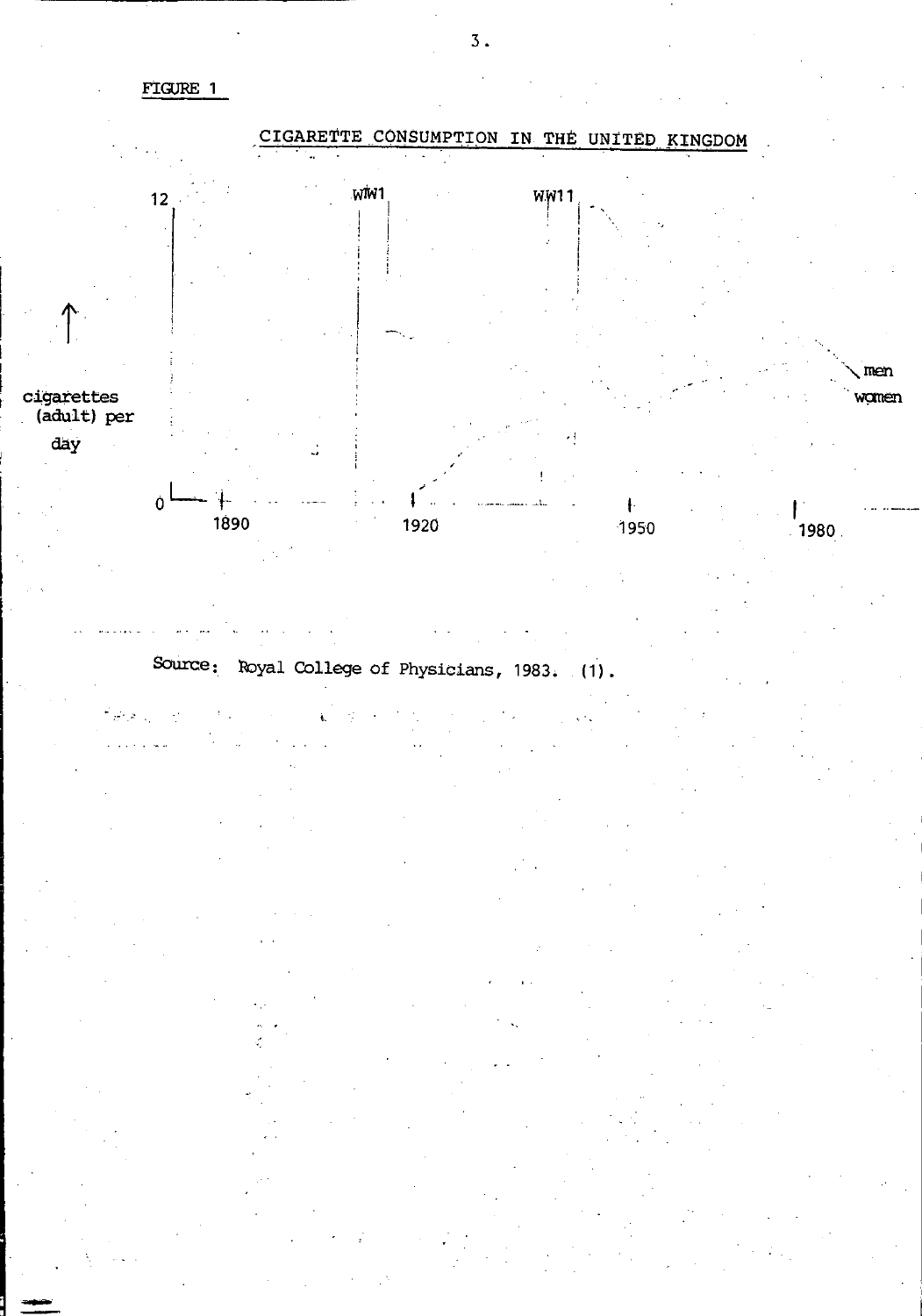FIGURE 1

CIGARETTE CONSUMPTION IN THE UNITED KINGDOM

12

WW1

WW11

cigarettes (adult) per day

men

women

0

1890

1920

1950

1980

Source: Royal College of Physicians, 1983. (1).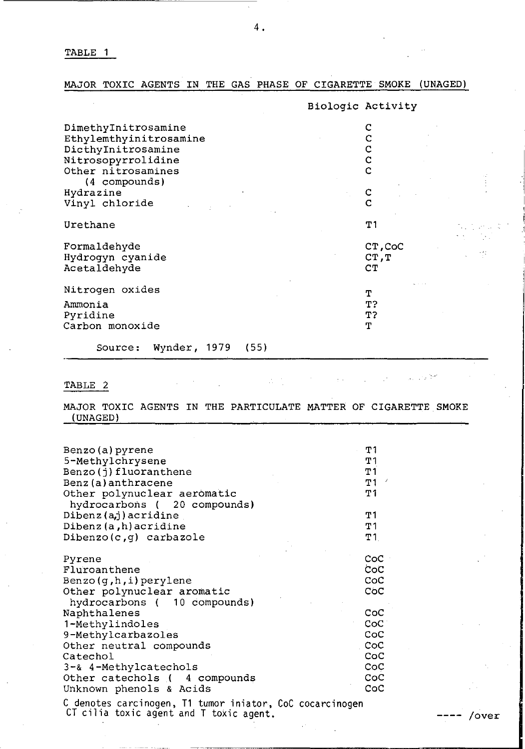TABLE 1

MAJOR TOXIC AGENTS IN THE GAS PHASE OF CIGARETTE SMOKE (UNAGED)

| | Biologic Activity |
|---|---|
| DimethyInitrosamine | C |
| Ethylemthyinitrosamine | C |
| DicthyInitrosamine | C |
| Nitrosopyrrolidine | C |
| Other nitrosamines (4 compounds) | C |
| Hydrazine | C |
| Vinyl chloride | C |
| Urethane | T1 |
| Formaldehyde | CT,CoC |
| Hydrogyn cyanide | CT,T |
| Acetaldehyde | CT |
| Nitrogen oxides | T |
| Ammonia | T? |
| Pyridine | T? |
| Carbon monoxide | T |

Source: Wynder, 1979 (55)

TABLE 2

MAJOR TOXIC AGENTS IN THE PARTICULATE MATTER OF CIGARETTE SMOKE (UNAGED)

| | |
|---|---|
| Benzo(a)pyrene | T1 |
| 5-Methylchrysene | T1 |
| Benzo(j)fluoranthene | T1 |
| Benz(a)anthracene | T1 |
| Other polynuclear aeromatic hydrocarbons ( 20 compounds) | T1 |
| Dibenz(a,j)acridine | T1 |
| Dibenz(a,h)acridine | T1 |
| Dibenzo(c,g) carbazole | T1 |
| Pyrene | CoC |
| Fluroanthene | CoC |
| Benzo(g,h,i)perylene | CoC |
| Other polynuclear aromatic hydrocarbons ( 10 compounds) | CoC |
| Naphthalenes | CoC |
| 1-Methylindoles | CoC |
| 9-Methylcarbazoles | CoC |
| Other neutral compounds | CoC |
| Catechol | CoC |
| 3-& 4-Methylcatechols | CoC |
| Other catechols ( 4 compounds | CoC |
| Unknown phenols & Acids | CoC |

C denotes carcinogen, T1 tumor iniator, CoC cocarcinogen
CT cilia toxic agent and T toxic agent.

---- /over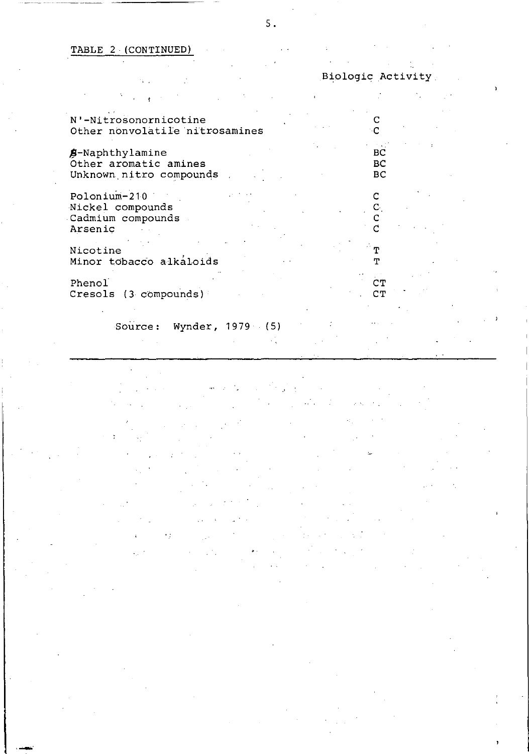TABLE 2 (CONTINUED)

| | Biologic Activity |
|---|---|
| N'-Nitrosonornicotine | C |
| Other nonvolatile nitrosamines | C |
| β-Naphthylamine | BC |
| Other aromatic amines | BC |
| Unknown nitro compounds | BC |
| Polonium-210 | C |
| Nickel compounds | C |
| Cadmium compounds | C |
| Arsenic | C |
| Nicotine | T |
| Minor tobacco alkaloids | T |
| Phenol | CT |
| Cresols (3 compounds) | CT |

Source: Wynder, 1979 (5)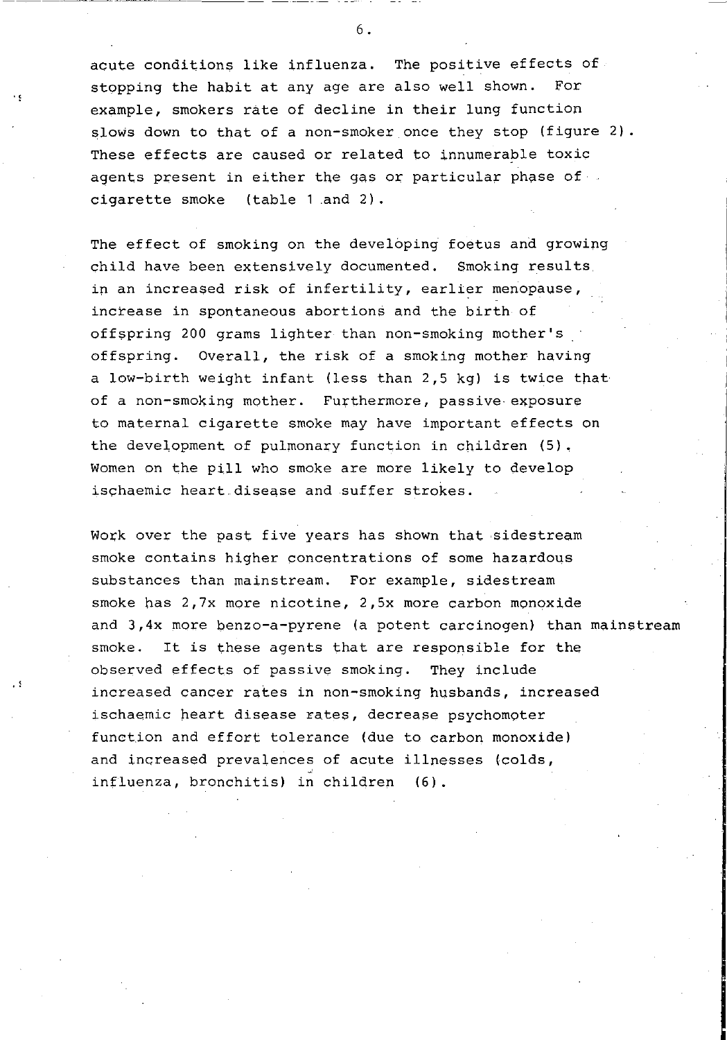acute conditions like influenza. The positive effects of stopping the habit at any age are also well shown. For example, smokers rate of decline in their lung function slows down to that of a non-smoker once they stop (figure 2). These effects are caused or related to innumerable toxic agents present in either the gas or particular phase of cigarette smoke (table 1 and 2).

The effect of smoking on the developing foetus and growing child have been extensively documented. Smoking results in an increased risk of infertility, earlier menopause, increase in spontaneous abortions and the birth of offspring 200 grams lighter than non-smoking mother's offspring. Overall, the risk of a smoking mother having a low-birth weight infant (less than 2,5 kg) is twice that of a non-smoking mother. Furthermore, passive exposure to maternal cigarette smoke may have important effects on the development of pulmonary function in children (5). Women on the pill who smoke are more likely to develop ischaemic heart disease and suffer strokes.

Work over the past five years has shown that sidestream smoke contains higher concentrations of some hazardous substances than mainstream. For example, sidestream smoke has 2,7x more nicotine, 2,5x more carbon monoxide and 3,4x more benzo-a-pyrene (a potent carcinogen) than mainstream smoke. It is these agents that are responsible for the observed effects of passive smoking. They include increased cancer rates in non-smoking husbands, increased ischaemic heart disease rates, decrease psychomoter function and effort tolerance (due to carbon monoxide) and increased prevalences of acute illnesses (colds, influenza, bronchitis) in children (6).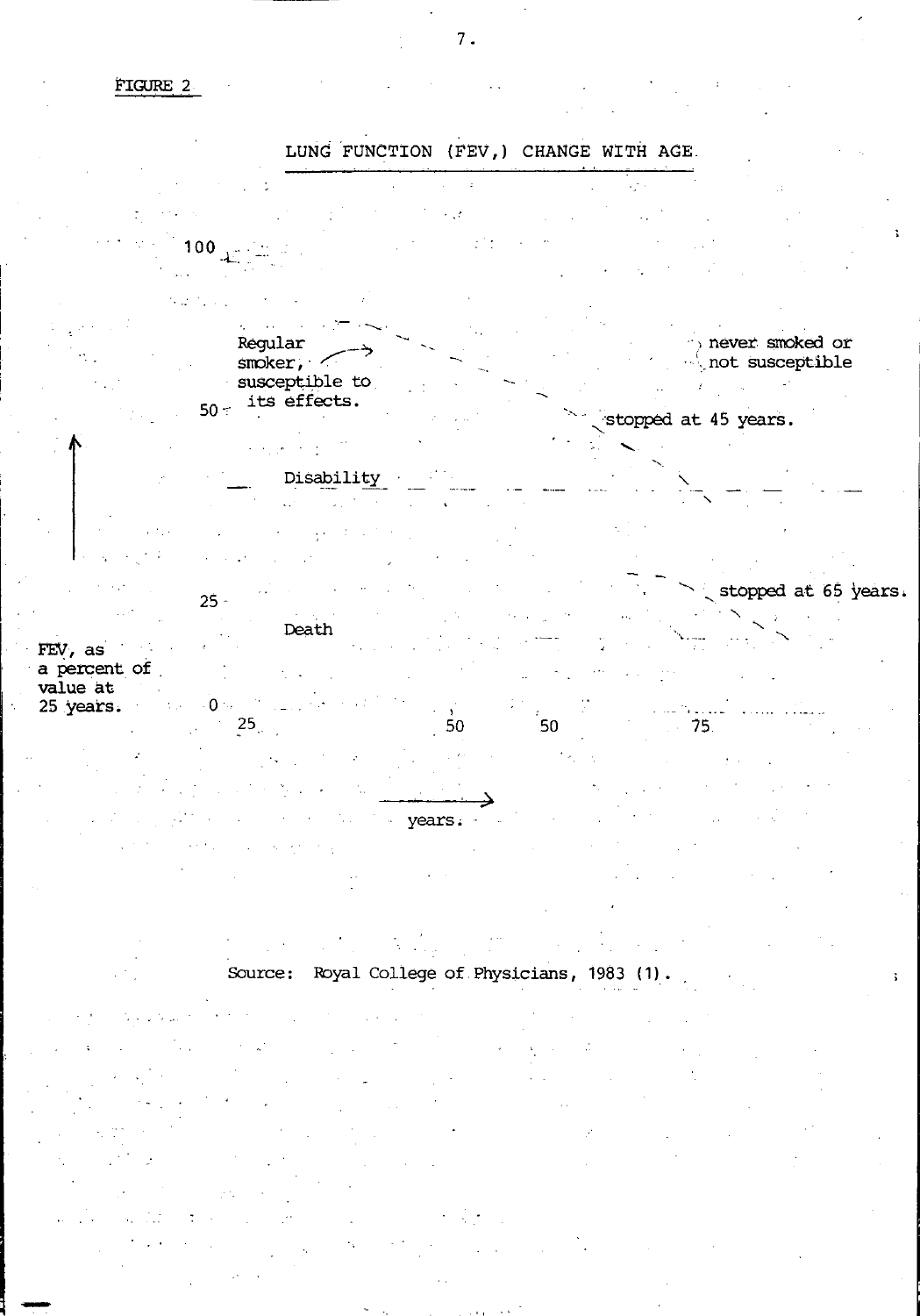FIGURE 2

LUNG FUNCTION (FEV,) CHANGE WITH AGE.

100

Regular smoker, susceptible to its effects.

never smoked or not susceptible

50

stopped at 45 years.

Disability

25

stopped at 65 years.

Death

FEV, as a percent of value at 25 years.

0

25 50 50 75

years.

Source: Royal College of Physicians, 1983 (1).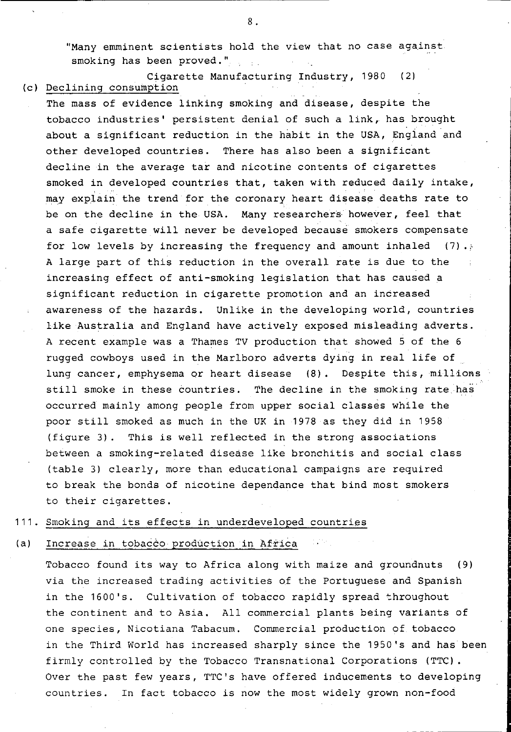"Many emminent scientists hold the view that no case against smoking has been proved."

Cigarette Manufacturing Industry, 1980 (2)

(c) Declining consumption

The mass of evidence linking smoking and disease, despite the tobacco industries' persistent denial of such a link, has brought about a significant reduction in the habit in the USA, England and other developed countries. There has also been a significant decline in the average tar and nicotine contents of cigarettes smoked in developed countries that, taken with reduced daily intake, may explain the trend for the coronary heart disease deaths rate to be on the decline in the USA. Many researchers however, feel that a safe cigarette will never be developed because smokers compensate for low levels by increasing the frequency and amount inhaled (7). A large part of this reduction in the overall rate is due to the increasing effect of anti-smoking legislation that has caused a significant reduction in cigarette promotion and an increased awareness of the hazards. Unlike in the developing world, countries like Australia and England have actively exposed misleading adverts. A recent example was a Thames TV production that showed 5 of the 6 rugged cowboys used in the Marlboro adverts dying in real life of lung cancer, emphysema or heart disease (8). Despite this, millions still smoke in these countries. The decline in the smoking rate has occurred mainly among people from upper social classes while the poor still smoked as much in the UK in 1978 as they did in 1958 (figure 3). This is well reflected in the strong associations between a smoking-related disease like bronchitis and social class (table 3) clearly, more than educational campaigns are required to break the bonds of nicotine dependance that bind most smokers to their cigarettes.

111. Smoking and its effects in underdeveloped countries

(a) Increase in tobacco production in Africa

Tobacco found its way to Africa along with maize and groundnuts (9) via the increased trading activities of the Portuguese and Spanish in the 1600's. Cultivation of tobacco rapidly spread throughout the continent and to Asia. All commercial plants being variants of one species, Nicotiana Tabacum. Commercial production of tobacco in the Third World has increased sharply since the 1950's and has been firmly controlled by the Tobacco Transnational Corporations (TTC). Over the past few years, TTC's have offered inducements to developing countries. In fact tobacco is now the most widely grown non-food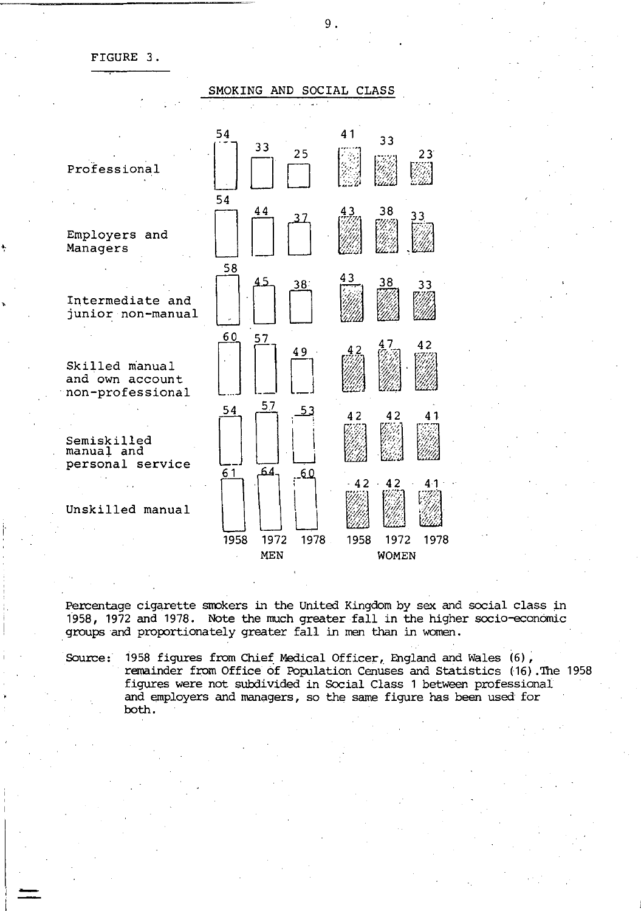FIGURE 3.

## SMOKING AND SOCIAL CLASS

| | MEN 1958 | MEN 1972 | MEN 1978 | WOMEN 1958 | WOMEN 1972 | WOMEN 1978 |
|---|---|---|---|---|---|---|
| Professional | 54 | 33 | 25 | 41 | 33 | 23 |
| Employers and Managers | 54 | 44 | 37 | 43 | 38 | 33 |
| Intermediate and junior non-manual | 58 | 45 | 38 | 43 | 38 | 33 |
| Skilled manual and own account non-professional | 60 | 57 | 49 | 42 | 47 | 42 |
| Semiskilled manual and personal service | 54 | 57 | 53 | 42 | 42 | 41 |
| Unskilled manual | 61 | 64 | 60 | 42 | 42 | 41 |

Percentage cigarette smokers in the United Kingdom by sex and social class in 1958, 1972 and 1978. Note the much greater fall in the higher socio-economic groups and proportionately greater fall in men than in women.

Source: 1958 figures from Chief Medical Officer, England and Wales (6), remainder from Office of Population Cenuses and Statistics (16). The 1958 figures were not subdivided in Social Class 1 between professional and employers and managers, so the same figure has been used for both.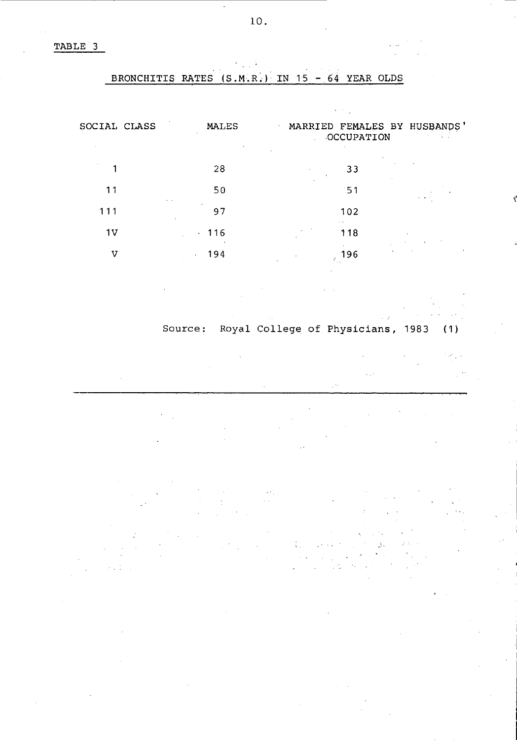TABLE 3

## BRONCHITIS RATES (S.M.R.) IN 15 - 64 YEAR OLDS

| SOCIAL CLASS | MALES | MARRIED FEMALES BY HUSBANDS' OCCUPATION |
|---|---|---|
| 1 | 28 | 33 |
| 11 | 50 | 51 |
| 111 | 97 | 102 |
| 1V | 116 | 118 |
| V | 194 | 196 |

Source: Royal College of Physicians, 1983 (1)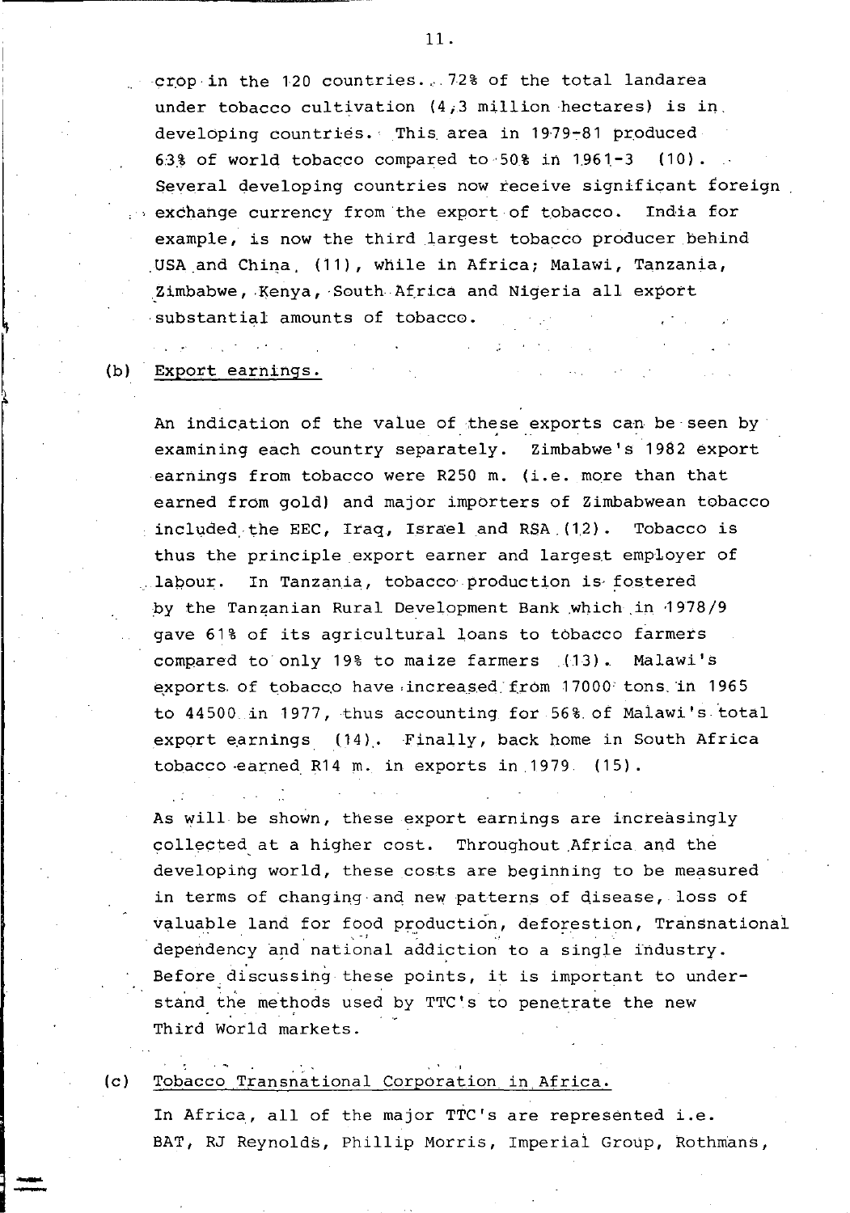crop in the 120 countries. 72% of the total landarea under tobacco cultivation (4,3 million hectares) is in developing countries. This area in 1979-81 produced 63% of world tobacco compared to 50% in 1961-3 (10). Several developing countries now receive significant foreign exchange currency from the export of tobacco. India for example, is now the third largest tobacco producer behind USA and China (11), while in Africa; Malawi, Tanzania, Zimbabwe, Kenya, South Africa and Nigeria all export substantial amounts of tobacco.

(b) Export earnings.

An indication of the value of these exports can be seen by examining each country separately. Zimbabwe's 1982 export earnings from tobacco were R250 m. (i.e. more than that earned from gold) and major importers of Zimbabwean tobacco included the EEC, Iraq, Israel and RSA (12). Tobacco is thus the principle export earner and largest employer of labour. In Tanzania, tobacco production is fostered by the Tanzanian Rural Development Bank which in 1978/9 gave 61% of its agricultural loans to tobacco farmers compared to only 19% to maize farmers (13). Malawi's exports of tobacco have increased from 17000 tons in 1965 to 44500 in 1977, thus accounting for 56% of Malawi's total export earnings (14). Finally, back home in South Africa tobacco earned R14 m. in exports in 1979 (15).

As will be shown, these export earnings are increasingly collected at a higher cost. Throughout Africa and the developing world, these costs are beginning to be measured in terms of changing and new patterns of disease, loss of valuable land for food production, deforestion, Transnational dependency and national addiction to a single industry. Before discussing these points, it is important to understand the methods used by TTC's to penetrate the new Third World markets.

(c) Tobacco Transnational Corporation in Africa.

In Africa, all of the major TTC's are represented i.e. BAT, RJ Reynolds, Phillip Morris, Imperial Group, Rothmans,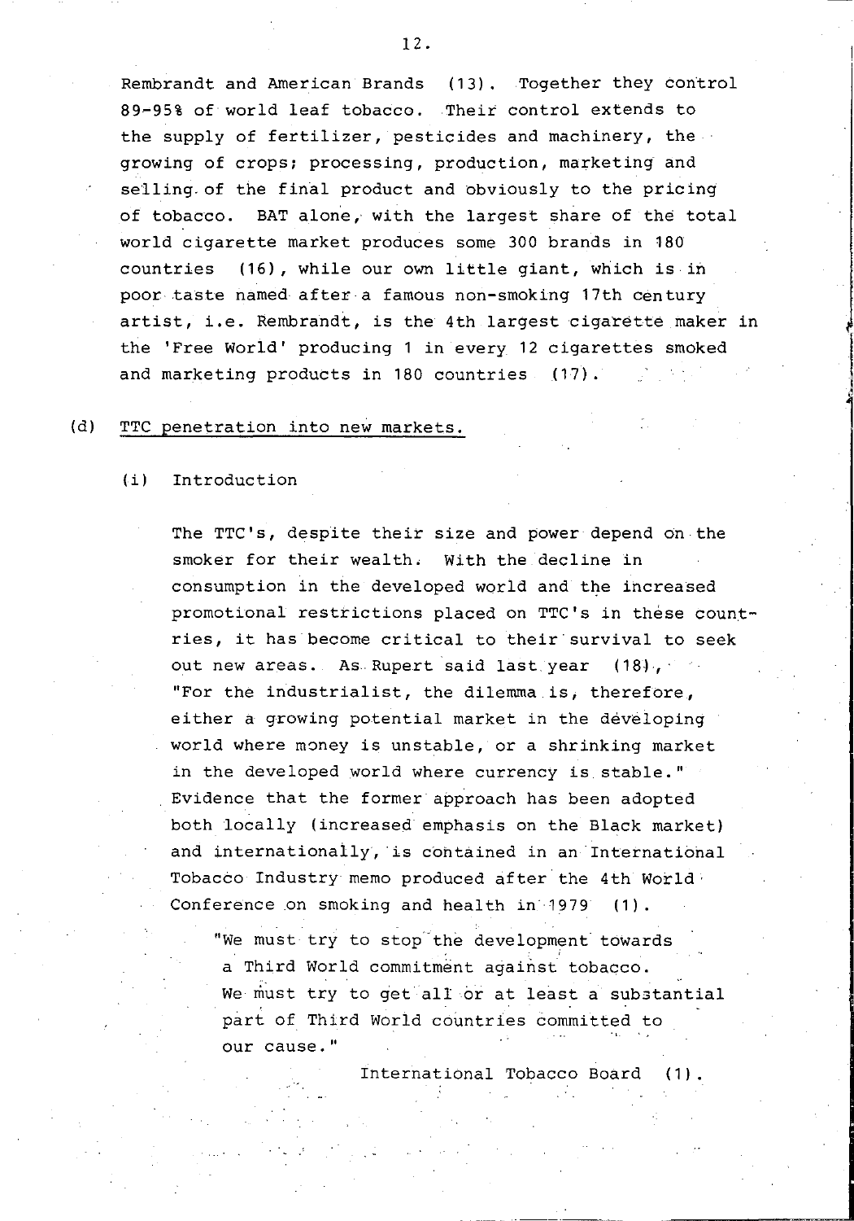Rembrandt and American Brands (13). Together they control 89-95% of world leaf tobacco. Their control extends to the supply of fertilizer, pesticides and machinery, the growing of crops; processing, production, marketing and selling of the final product and obviously to the pricing of tobacco. BAT alone, with the largest share of the total world cigarette market produces some 300 brands in 180 countries (16), while our own little giant, which is in poor taste named after a famous non-smoking 17th century artist, i.e. Rembrandt, is the 4th largest cigarette maker in the 'Free World' producing 1 in every 12 cigarettes smoked and marketing products in 180 countries (17).

(d) TTC penetration into new markets.

(i) Introduction

The TTC's, despite their size and power depend on the smoker for their wealth. With the decline in consumption in the developed world and the increased promotional restrictions placed on TTC's in these countries, it has become critical to their survival to seek out new areas. As Rupert said last year (18), "For the industrialist, the dilemma is, therefore, either a growing potential market in the developing world where money is unstable, or a shrinking market in the developed world where currency is stable." Evidence that the former approach has been adopted both locally (increased emphasis on the Black market) and internationally, is contained in an International Tobacco Industry memo produced after the 4th World Conference on smoking and health in 1979 (1).

> "We must try to stop the development towards a Third World commitment against tobacco. We must try to get all or at least a substantial part of Third World countries committed to our cause."
>
> International Tobacco Board (1).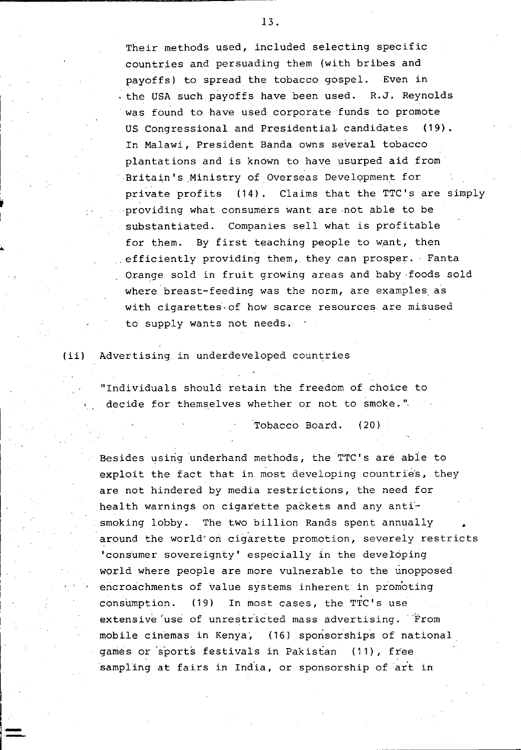Their methods used, included selecting specific countries and persuading them (with bribes and payoffs) to spread the tobacco gospel. Even in the USA such payoffs have been used. R.J. Reynolds was found to have used corporate funds to promote US Congressional and Presidential candidates (19). In Malawi, President Banda owns several tobacco plantations and is known to have usurped aid from Britain's Ministry of Overseas Development for private profits (14). Claims that the TTC's are simply providing what consumers want are not able to be substantiated. Companies sell what is profitable for them. By first teaching people to want, then efficiently providing them, they can prosper. Fanta Orange sold in fruit growing areas and baby foods sold where breast-feeding was the norm, are examples as with cigarettes of how scarce resources are misused to supply wants not needs.

(ii) Advertising in underdeveloped countries

"Individuals should retain the freedom of choice to decide for themselves whether or not to smoke."

Tobacco Board. (20)

Besides using underhand methods, the TTC's are able to exploit the fact that in most developing countries, they are not hindered by media restrictions, the need for health warnings on cigarette packets and any anti-smoking lobby. The two billion Rands spent annually around the world on cigarette promotion, severely restricts 'consumer sovereignty' especially in the developing world where people are more vulnerable to the unopposed encroachments of value systems inherent in promoting consumption. (19) In most cases, the TTC's use extensive use of unrestricted mass advertising. From mobile cinemas in Kenya, (16) sponsorships of national games or sports festivals in Pakistan (11), free sampling at fairs in India, or sponsorship of art in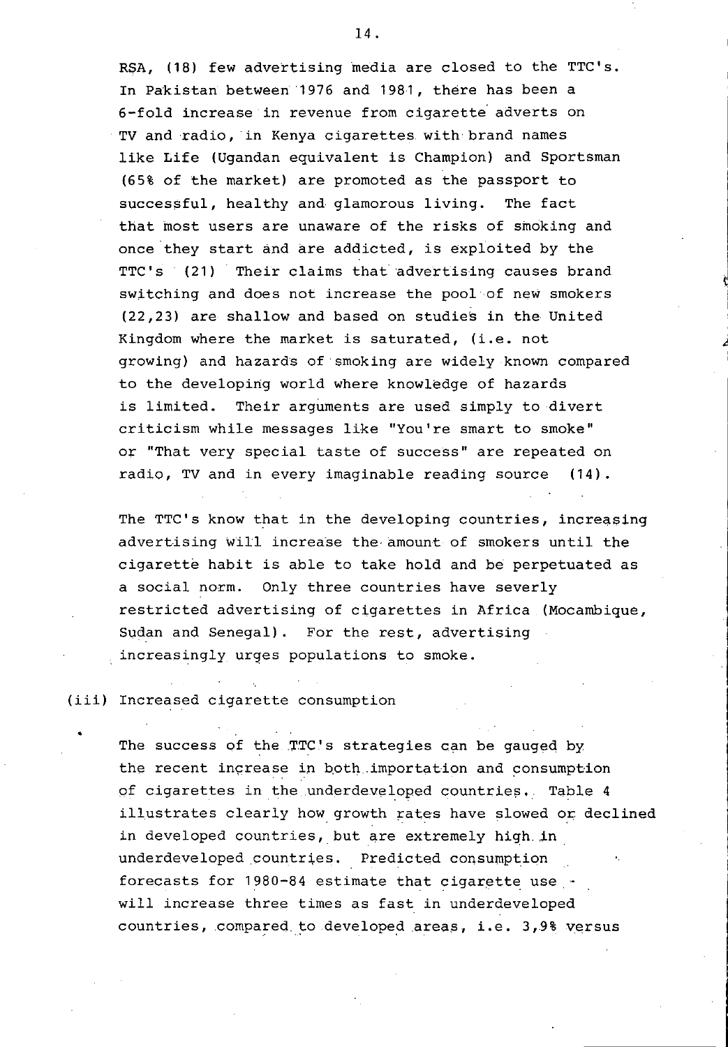RSA, (18) few advertising media are closed to the TTC's. In Pakistan between 1976 and 1981, there has been a 6-fold increase in revenue from cigarette adverts on TV and radio, in Kenya cigarettes with brand names like Life (Ugandan equivalent is Champion) and Sportsman (65% of the market) are promoted as the passport to successful, healthy and glamorous living. The fact that most users are unaware of the risks of smoking and once they start and are addicted, is exploited by the TTC's (21) Their claims that advertising causes brand switching and does not increase the pool of new smokers (22,23) are shallow and based on studies in the United Kingdom where the market is saturated, (i.e. not growing) and hazards of smoking are widely known compared to the developing world where knowledge of hazards is limited. Their arguments are used simply to divert criticism while messages like "You're smart to smoke" or "That very special taste of success" are repeated on radio, TV and in every imaginable reading source (14).

The TTC's know that in the developing countries, increasing advertising will increase the amount of smokers until the cigarette habit is able to take hold and be perpetuated as a social norm. Only three countries have severly restricted advertising of cigarettes in Africa (Mocambique, Sudan and Senegal). For the rest, advertising increasingly urges populations to smoke.

(iii) Increased cigarette consumption

The success of the TTC's strategies can be gauged by the recent increase in both importation and consumption of cigarettes in the underdeveloped countries. Table 4 illustrates clearly how growth rates have slowed or declined in developed countries, but are extremely high in underdeveloped countries. Predicted consumption forecasts for 1980-84 estimate that cigarette use will increase three times as fast in underdeveloped countries, compared to developed areas, i.e. 3,9% versus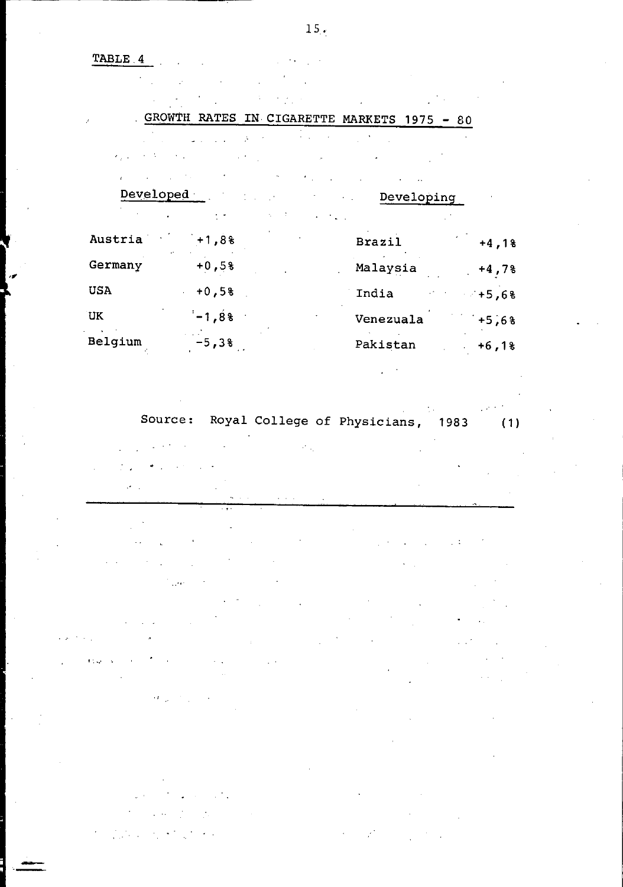TABLE 4

## GROWTH RATES IN CIGARETTE MARKETS 1975 - 80

| Developed | | Developing | |
|---|---|---|---|
| Austria | +1,8% | Brazil | +4,1% |
| Germany | +0,5% | Malaysia | +4,7% |
| USA | +0,5% | India | +5,6% |
| UK | -1,8% | Venezuala | +5,6% |
| Belgium | -5,3% | Pakistan | +6,1% |

Source: Royal College of Physicians, 1983 (1)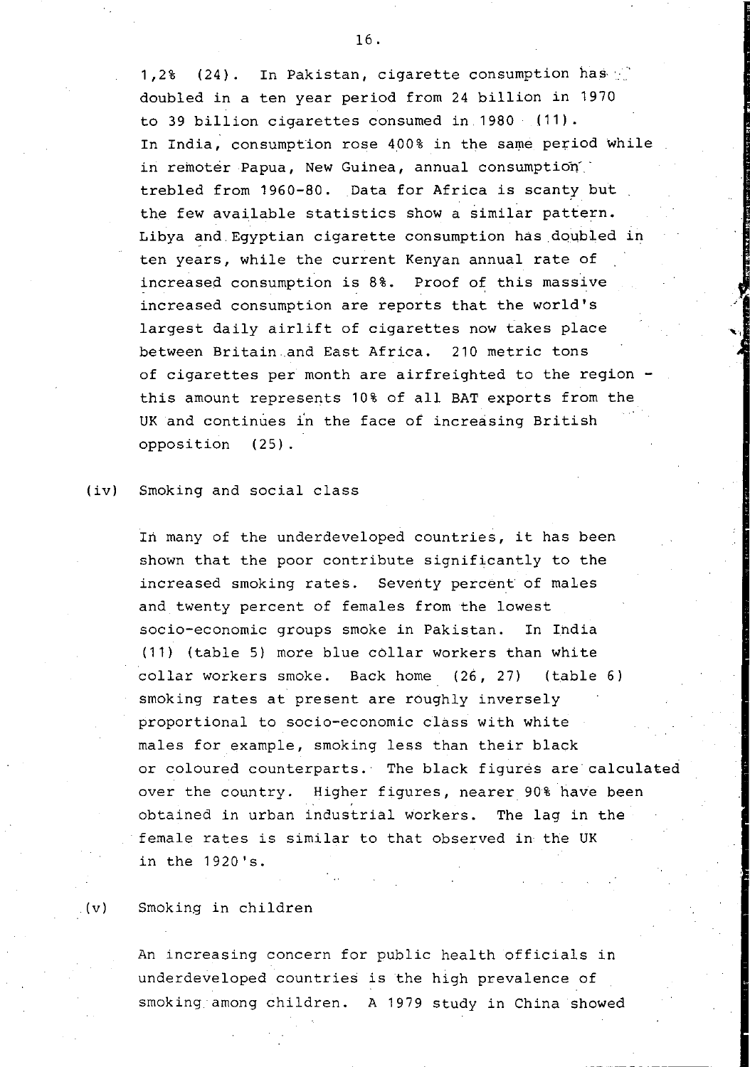1,2% (24). In Pakistan, cigarette consumption has doubled in a ten year period from 24 billion in 1970 to 39 billion cigarettes consumed in 1980 (11). In India, consumption rose 400% in the same period while in remoter Papua, New Guinea, annual consumption trebled from 1960-80. Data for Africa is scanty but the few available statistics show a similar pattern. Libya and Egyptian cigarette consumption has doubled in ten years, while the current Kenyan annual rate of increased consumption is 8%. Proof of this massive increased consumption are reports that the world's largest daily airlift of cigarettes now takes place between Britain and East Africa. 210 metric tons of cigarettes per month are airfreighted to the region - this amount represents 10% of all BAT exports from the UK and continues in the face of increasing British opposition (25).

(iv) Smoking and social class

In many of the underdeveloped countries, it has been shown that the poor contribute significantly to the increased smoking rates. Seventy percent of males and twenty percent of females from the lowest socio-economic groups smoke in Pakistan. In India (11) (table 5) more blue collar workers than white collar workers smoke. Back home (26, 27) (table 6) smoking rates at present are roughly inversely proportional to socio-economic class with white males for example, smoking less than their black or coloured counterparts. The black figures are calculated over the country. Higher figures, nearer 90% have been obtained in urban industrial workers. The lag in the female rates is similar to that observed in the UK in the 1920's.

(v) Smoking in children

An increasing concern for public health officials in underdeveloped countries is the high prevalence of smoking among children. A 1979 study in China showed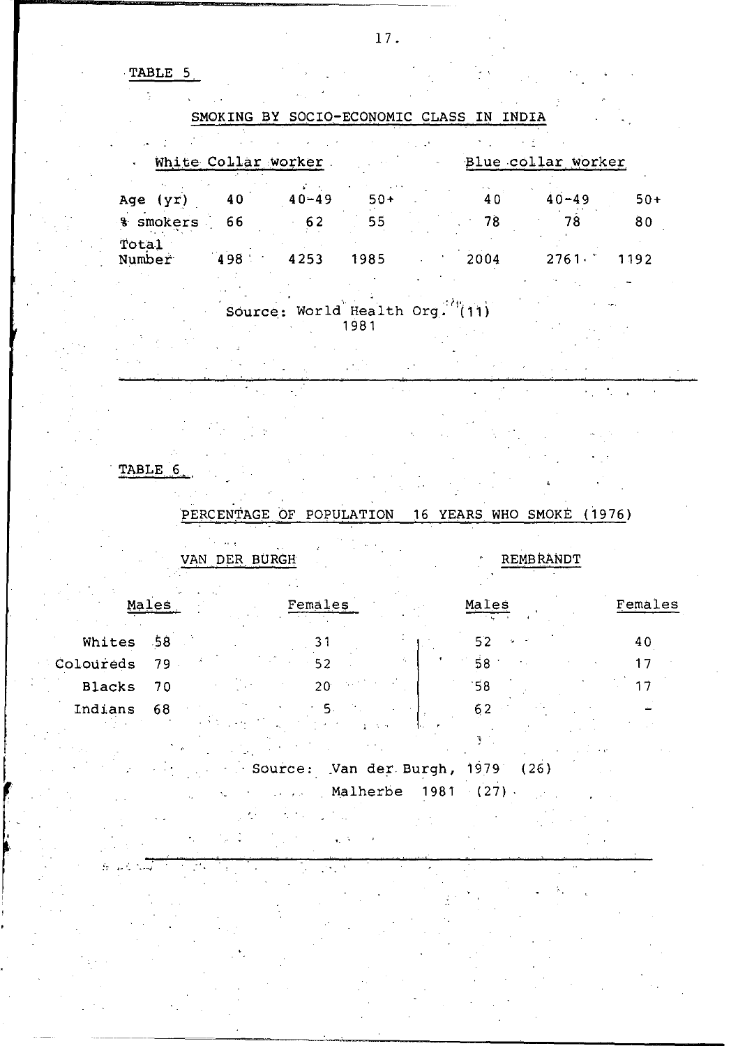TABLE 5

SMOKING BY SOCIO-ECONOMIC CLASS IN INDIA

| | White Collar worker | | | Blue collar worker | | |
|---|---|---|---|---|---|---|
| Age (yr) | 40 | 40-49 | 50+ | 40 | 40-49 | 50+ |
| % smokers | 66 | 62 | 55 | 78 | 78 | 80 |
| Total Number | 498 | 4253 | 1985 | 2004 | 2761 | 1192 |

Source: World Health Org. (11)
1981

TABLE 6

PERCENTAGE OF POPULATION 16 YEARS WHO SMOKE (1976)

| | VAN DER BURGH | | REMBRANDT | |
|---|---|---|---|---|
| | Males | Females | Males | Females |
| Whites | 58 | 31 | 52 | 40 |
| Coloureds | 79 | 52 | 58 | 17 |
| Blacks | 70 | 20 | 58 | 17 |
| Indians | 68 | 5 | 62 | - |

Source: Van der Burgh, 1979 (26)
Malherbe 1981 (27)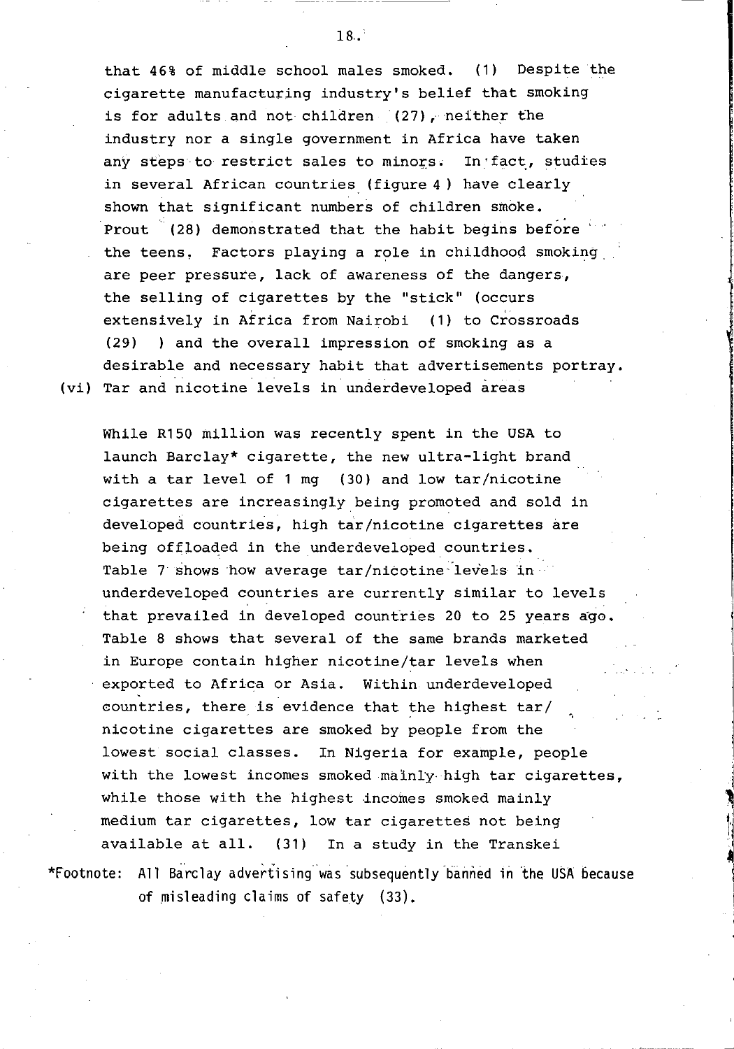that 46% of middle school males smoked. (1) Despite the cigarette manufacturing industry's belief that smoking is for adults and not children (27), neither the industry nor a single government in Africa have taken any steps to restrict sales to minors. In fact, studies in several African countries (figure 4) have clearly shown that significant numbers of children smoke. Prout (28) demonstrated that the habit begins before the teens. Factors playing a role in childhood smoking are peer pressure, lack of awareness of the dangers, the selling of cigarettes by the "stick" (occurs extensively in Africa from Nairobi (1) to Crossroads (29) ) and the overall impression of smoking as a desirable and necessary habit that advertisements portray.

(vi) Tar and nicotine levels in underdeveloped areas

While R150 million was recently spent in the USA to launch Barclay* cigarette, the new ultra-light brand with a tar level of 1 mg (30) and low tar/nicotine cigarettes are increasingly being promoted and sold in developed countries, high tar/nicotine cigarettes are being offloaded in the underdeveloped countries. Table 7 shows how average tar/nicotine levels in underdeveloped countries are currently similar to levels that prevailed in developed countries 20 to 25 years ago. Table 8 shows that several of the same brands marketed in Europe contain higher nicotine/tar levels when exported to Africa or Asia. Within underdeveloped countries, there is evidence that the highest tar/nicotine cigarettes are smoked by people from the lowest social classes. In Nigeria for example, people with the lowest incomes smoked mainly high tar cigarettes, while those with the highest incomes smoked mainly medium tar cigarettes, low tar cigarettes not being available at all. (31) In a study in the Transkei

*Footnote: All Barclay advertising was subsequently banned in the USA because of misleading claims of safety (33).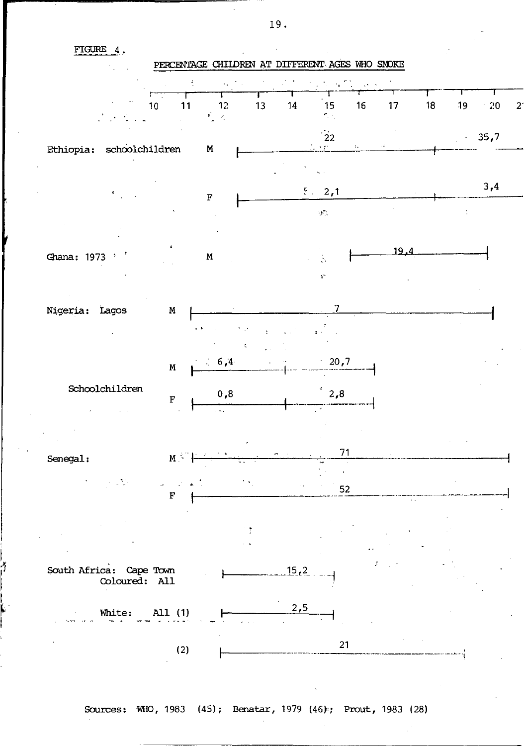FIGURE 4.

PERCENTAGE CHILDREN AT DIFFERENT AGES WHO SMOKE

| Population | Sex | Age range | Percentage |
|---|---|---|---|
| Ethiopia: schoolchildren | M | 12–18 | 22 |
| | M | 18–21 | 35,7 |
| | F | 12–18 | 2,1 |
| | F | 18–21 | 3,4 |
| Ghana: 1973 | M | 16–20 | 19,4 |
| Nigeria: Lagos | M | 11–20 | 7 |
| Schoolchildren | M | 11–14 | 6,4 |
| | M | 14–16 | 20,7 |
| | F | 11–14 | 0,8 |
| | F | 14–16 | 2,8 |
| Senegal: | M | 11–21 | 71 |
| | F | 11–21 | 52 |
| South Africa: Cape Town Coloured: All | | 12–15 | 15,2 |
| White: All (1) | | 12–15 | 2,5 |
| (2) | | 12–19 | 21 |

Sources: WHO, 1983 (45); Benatar, 1979 (46); Prout, 1983 (28)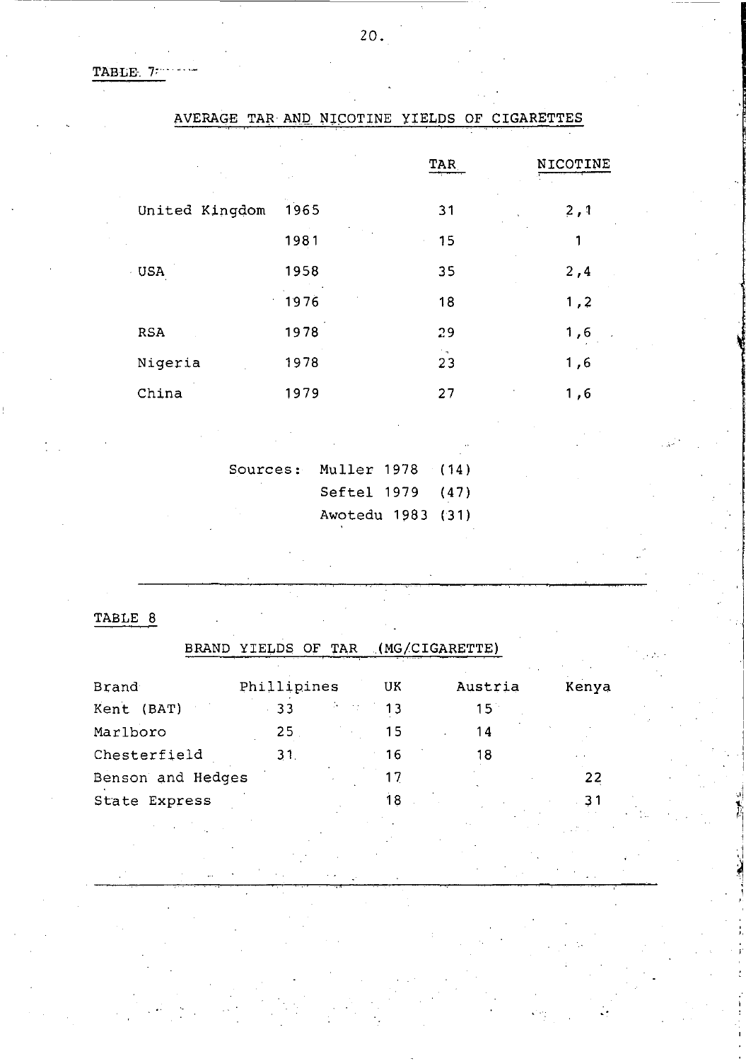TABLE 7

AVERAGE TAR AND NICOTINE YIELDS OF CIGARETTES

| | | TAR | NICOTINE |
|---|---|---|---|
| United Kingdom | 1965 | 31 | 2,1 |
| | 1981 | 15 | 1 |
| USA | 1958 | 35 | 2,4 |
| | 1976 | 18 | 1,2 |
| RSA | 1978 | 29 | 1,6 |
| Nigeria | 1978 | 23 | 1,6 |
| China | 1979 | 27 | 1,6 |

Sources: Muller 1978 (14)
Seftel 1979 (47)
Awotedu 1983 (31)

TABLE 8

BRAND YIELDS OF TAR (MG/CIGARETTE)

| Brand | Phillipines | UK | Austria | Kenya |
|---|---|---|---|---|
| Kent (BAT) | 33 | 13 | 15 | |
| Marlboro | 25 | 15 | 14 | |
| Chesterfield | 31 | 16 | 18 | |
| Benson and Hedges | | 17 | | 22 |
| State Express | | 18 | | 31 |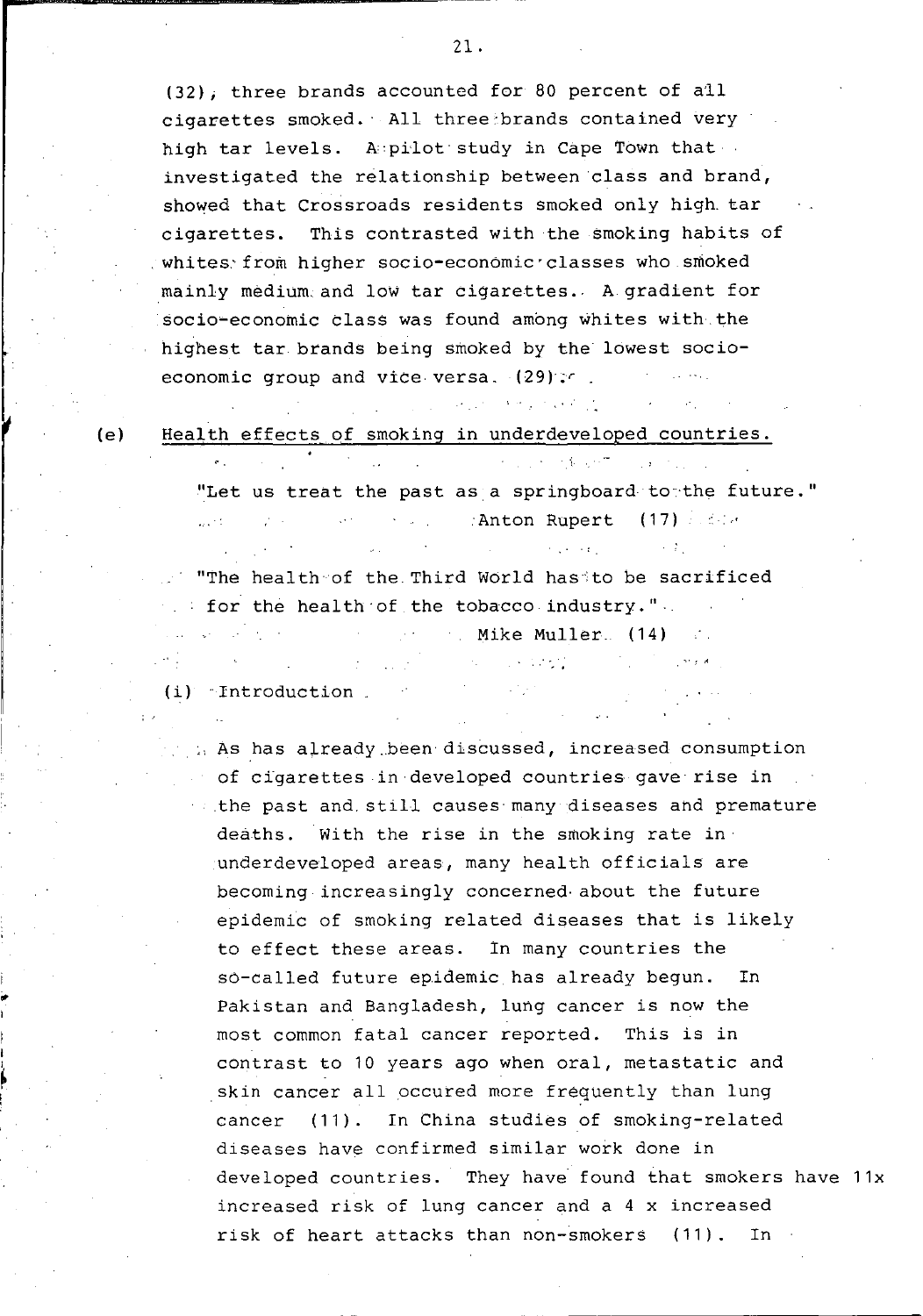(32), three brands accounted for 80 percent of all cigarettes smoked. All three brands contained very high tar levels. A pilot study in Cape Town that investigated the relationship between class and brand, showed that Crossroads residents smoked only high tar cigarettes. This contrasted with the smoking habits of whites from higher socio-economic classes who smoked mainly medium and low tar cigarettes. A gradient for socio-economic class was found among whites with the highest tar brands being smoked by the lowest socio-economic group and vice versa. (29).

(e) Health effects of smoking in underdeveloped countries.

> "Let us treat the past as a springboard to the future."
>
> Anton Rupert (17)

> "The health of the Third World has to be sacrificed for the health of the tobacco industry."
>
> Mike Muller (14)

(i) Introduction

As has already been discussed, increased consumption of cigarettes in developed countries gave rise in the past and still causes many diseases and premature deaths. With the rise in the smoking rate in underdeveloped areas, many health officials are becoming increasingly concerned about the future epidemic of smoking related diseases that is likely to effect these areas. In many countries the so-called future epidemic has already begun. In Pakistan and Bangladesh, lung cancer is now the most common fatal cancer reported. This is in contrast to 10 years ago when oral, metastatic and skin cancer all occured more frequently than lung cancer (11). In China studies of smoking-related diseases have confirmed similar work done in developed countries. They have found that smokers have 11x increased risk of lung cancer and a 4 x increased risk of heart attacks than non-smokers (11). In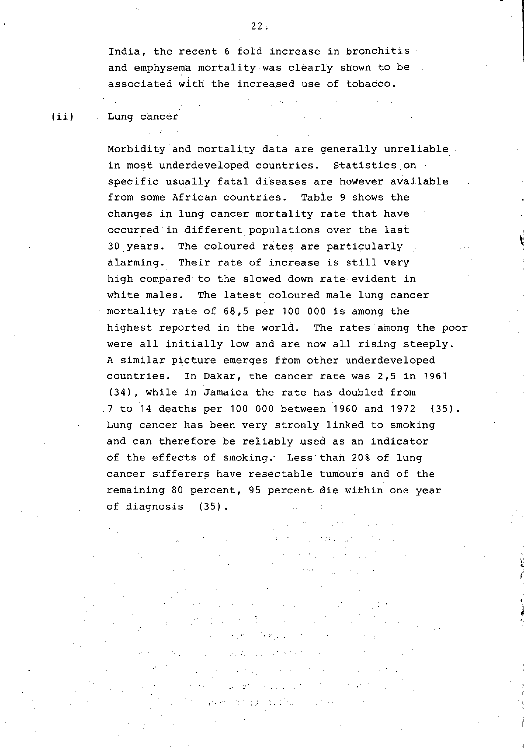India, the recent 6 fold increase in bronchitis and emphysema mortality was clearly shown to be associated with the increased use of tobacco.

(ii) Lung cancer

Morbidity and mortality data are generally unreliable in most underdeveloped countries. Statistics on specific usually fatal diseases are however available from some African countries. Table 9 shows the changes in lung cancer mortality rate that have occurred in different populations over the last 30 years. The coloured rates are particularly alarming. Their rate of increase is still very high compared to the slowed down rate evident in white males. The latest coloured male lung cancer mortality rate of 68,5 per 100 000 is among the highest reported in the world. The rates among the poor were all initially low and are now all rising steeply. A similar picture emerges from other underdeveloped countries. In Dakar, the cancer rate was 2,5 in 1961 (34), while in Jamaica the rate has doubled from 7 to 14 deaths per 100 000 between 1960 and 1972 (35). Lung cancer has been very stronly linked to smoking and can therefore be reliably used as an indicator of the effects of smoking. Less than 20% of lung cancer sufferers have resectable tumours and of the remaining 80 percent, 95 percent die within one year of diagnosis (35).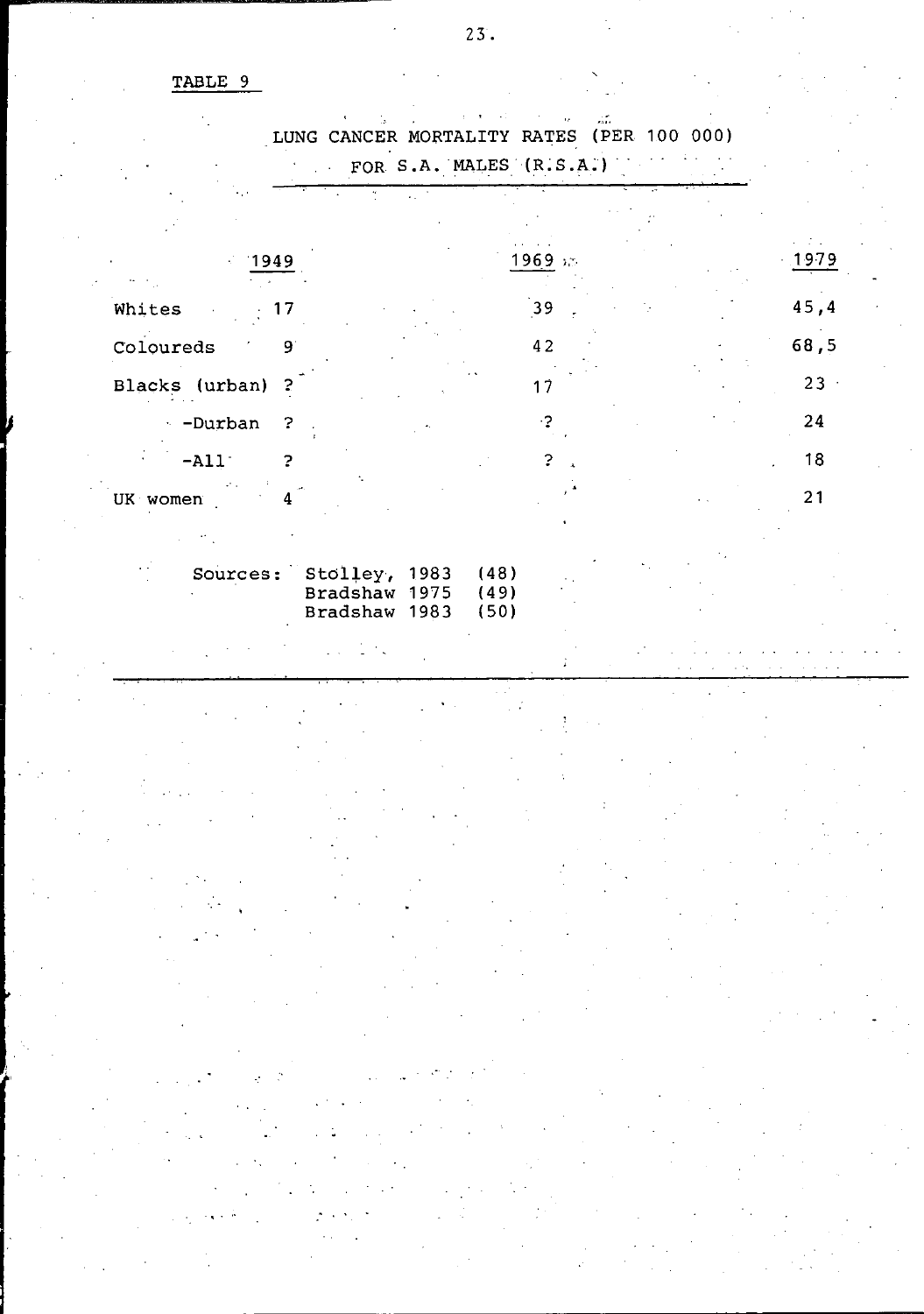TABLE 9

LUNG CANCER MORTALITY RATES (PER 100 000) FOR S.A. MALES (R.S.A.)

| | 1949 | 1969 | 1979 |
|---|---|---|---|
| Whites | 17 | 39 | 45,4 |
| Coloureds | 9 | 42 | 68,5 |
| Blacks (urban) | ? | 17 | 23 |
| -Durban | ? | ? | 24 |
| -All | ? | ? | 18 |
| UK women | 4 | | 21 |

Sources: Stolley, 1983 (48)
Bradshaw 1975 (49)
Bradshaw 1983 (50)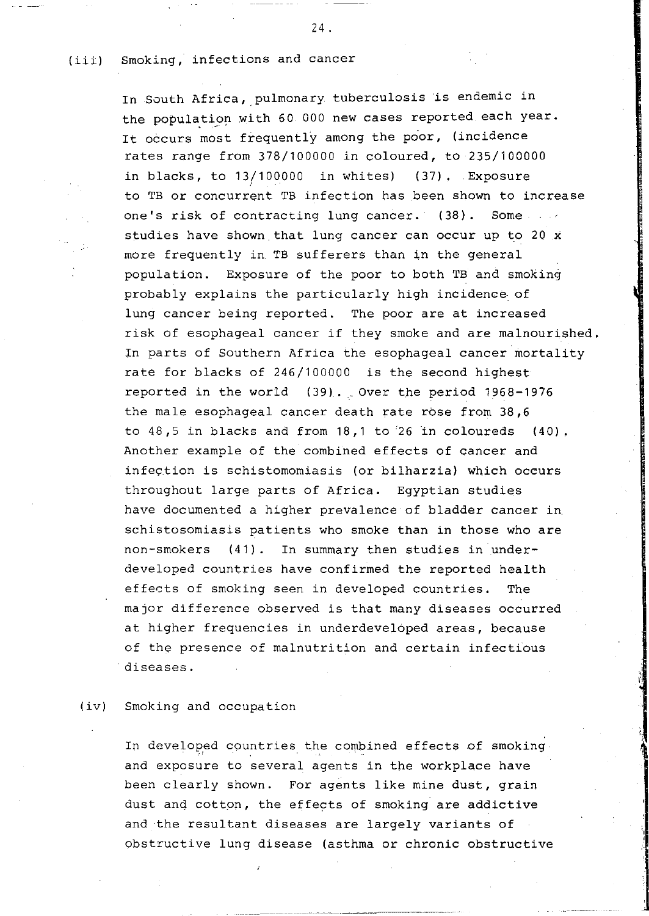### (iii) Smoking, infections and cancer

In South Africa, pulmonary tuberculosis is endemic in the population with 60 000 new cases reported each year. It occurs most frequently among the poor, (incidence rates range from 378/100000 in coloured, to 235/100000 in blacks, to 13/100000 in whites) (37). Exposure to TB or concurrent TB infection has been shown to increase one's risk of contracting lung cancer. (38). Some studies have shown that lung cancer can occur up to 20 x more frequently in TB sufferers than in the general population. Exposure of the poor to both TB and smoking probably explains the particularly high incidence of lung cancer being reported. The poor are at increased risk of esophageal cancer if they smoke and are malnourished. In parts of Southern Africa the esophageal cancer mortality rate for blacks of 246/100000 is the second highest reported in the world (39). Over the period 1968-1976 the male esophageal cancer death rate rose from 38,6 to 48,5 in blacks and from 18,1 to 26 in coloureds (40). Another example of the combined effects of cancer and infection is schistomomiasis (or bilharzia) which occurs throughout large parts of Africa. Egyptian studies have documented a higher prevalence of bladder cancer in schistosomiasis patients who smoke than in those who are non-smokers (41). In summary then studies in underdeveloped countries have confirmed the reported health effects of smoking seen in developed countries. The major difference observed is that many diseases occurred at higher frequencies in underdeveloped areas, because of the presence of malnutrition and certain infectious diseases.

### (iv) Smoking and occupation

In developed countries the combined effects of smoking and exposure to several agents in the workplace have been clearly shown. For agents like mine dust, grain dust and cotton, the effects of smoking are addictive and the resultant diseases are largely variants of obstructive lung disease (asthma or chronic obstructive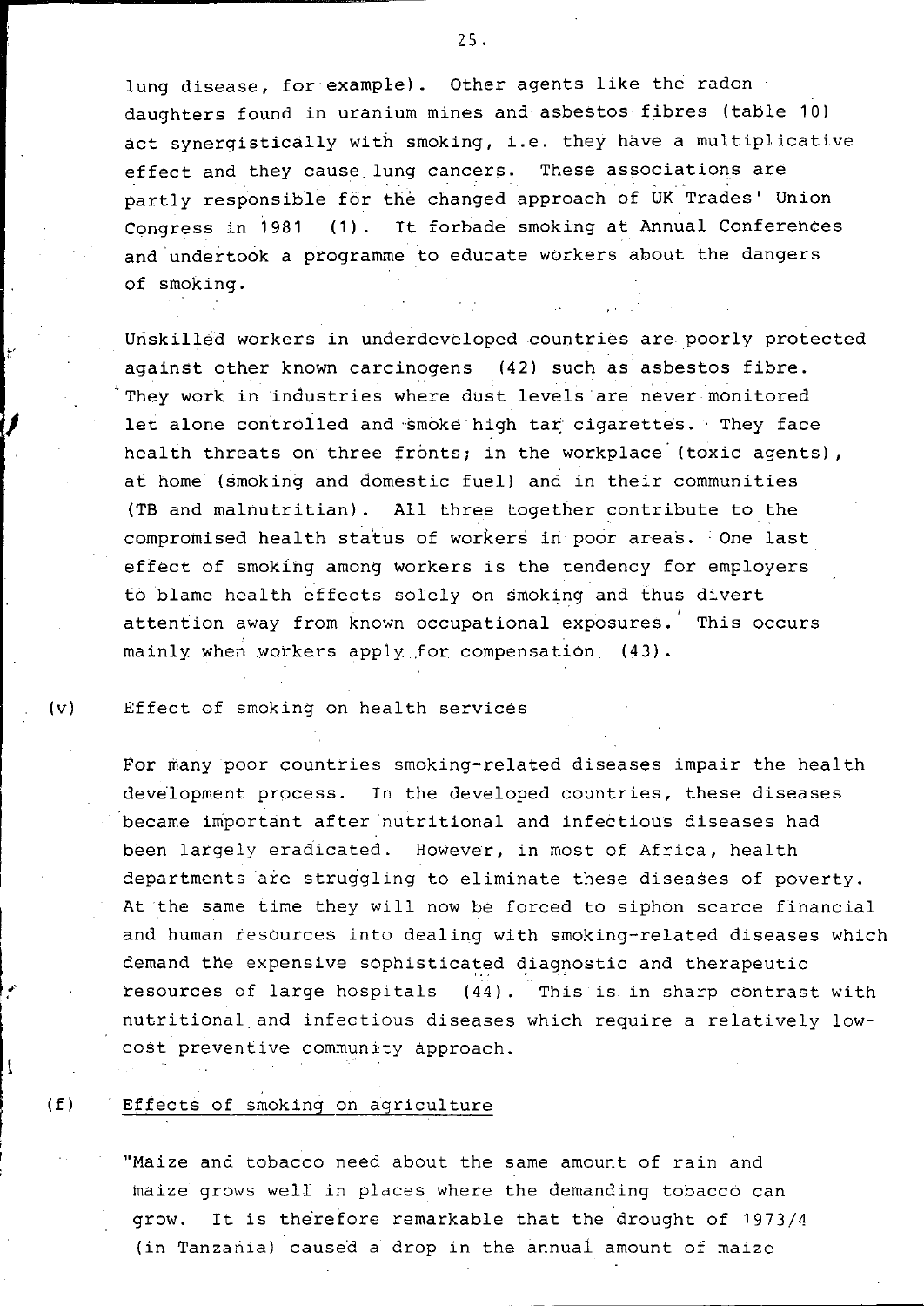lung disease, for example). Other agents like the radon daughters found in uranium mines and asbestos fibres (table 10) act synergistically with smoking, i.e. they have a multiplicative effect and they cause lung cancers. These associations are partly responsible for the changed approach of UK Trades' Union Congress in 1981 (1). It forbade smoking at Annual Conferences and undertook a programme to educate workers about the dangers of smoking.

Unskilled workers in underdeveloped countries are poorly protected against other known carcinogens (42) such as asbestos fibre. They work in industries where dust levels are never monitored let alone controlled and smoke high tar cigarettes. They face health threats on three fronts; in the workplace (toxic agents), at home (smoking and domestic fuel) and in their communities (TB and malnutritian). All three together contribute to the compromised health status of workers in poor areas. One last effect of smoking among workers is the tendency for employers to blame health effects solely on smoking and thus divert attention away from known occupational exposures. This occurs mainly when workers apply for compensation (43).

(v) Effect of smoking on health services

For many poor countries smoking-related diseases impair the health development process. In the developed countries, these diseases became important after nutritional and infectious diseases had been largely eradicated. However, in most of Africa, health departments are struggling to eliminate these diseases of poverty. At the same time they will now be forced to siphon scarce financial and human resources into dealing with smoking-related diseases which demand the expensive sophisticated diagnostic and therapeutic resources of large hospitals (44). This is in sharp contrast with nutritional and infectious diseases which require a relatively low-cost preventive community approach.

(f) Effects of smoking on agriculture

"Maize and tobacco need about the same amount of rain and maize grows well in places where the demanding tobacco can grow. It is therefore remarkable that the drought of 1973/4 (in Tanzania) caused a drop in the annual amount of maize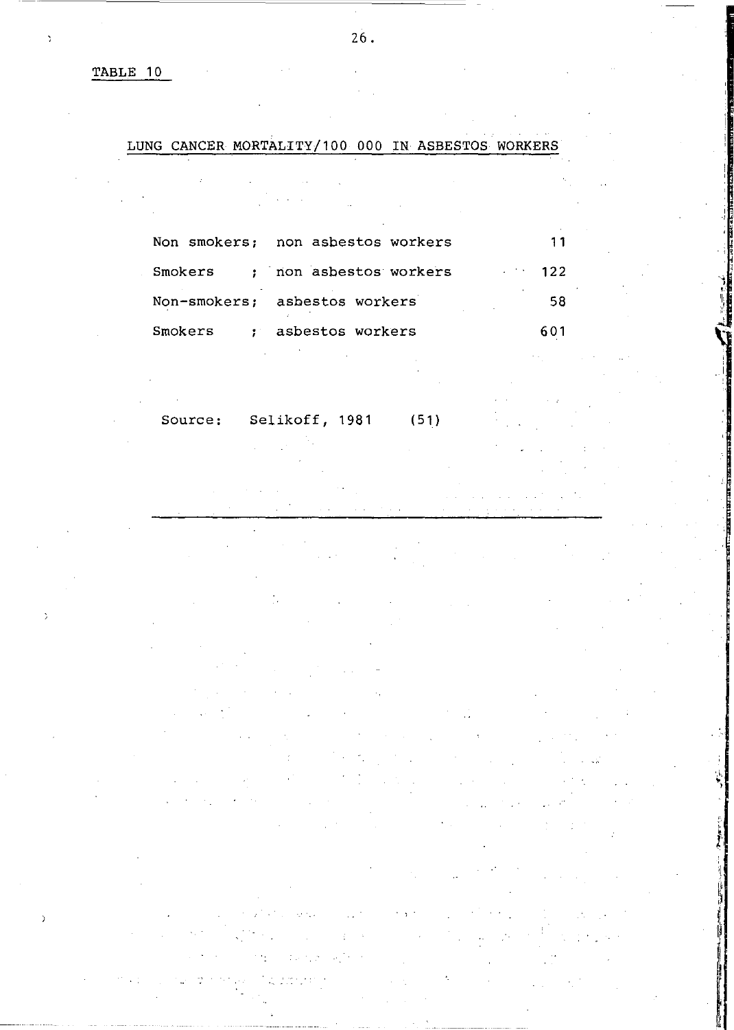TABLE 10

## LUNG CANCER MORTALITY/100 000 IN ASBESTOS WORKERS

| | | |
|---|---|---|
| Non smokers; | non asbestos workers | 11 |
| Smokers ; | non asbestos workers | 122 |
| Non-smokers; | asbestos workers | 58 |
| Smokers ; | asbestos workers | 601 |

Source: Selikoff, 1981 (51)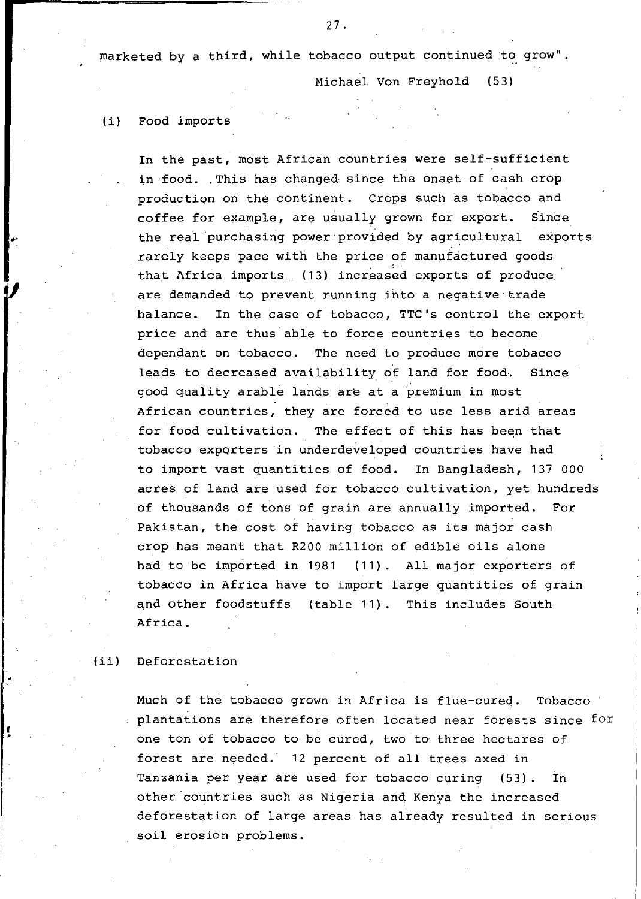marketed by a third, while tobacco output continued to grow".

Michael Von Freyhold (53)

(i) Food imports

In the past, most African countries were self-sufficient in food. This has changed since the onset of cash crop production on the continent. Crops such as tobacco and coffee for example, are usually grown for export. Since the real purchasing power provided by agricultural exports rarely keeps pace with the price of manufactured goods that Africa imports (13) increased exports of produce are demanded to prevent running into a negative trade balance. In the case of tobacco, TTC's control the export price and are thus able to force countries to become dependant on tobacco. The need to produce more tobacco leads to decreased availability of land for food. Since good quality arable lands are at a premium in most African countries, they are forced to use less arid areas for food cultivation. The effect of this has been that tobacco exporters in underdeveloped countries have had to import vast quantities of food. In Bangladesh, 137 000 acres of land are used for tobacco cultivation, yet hundreds of thousands of tons of grain are annually imported. For Pakistan, the cost of having tobacco as its major cash crop has meant that R200 million of edible oils alone had to be imported in 1981 (11). All major exporters of tobacco in Africa have to import large quantities of grain and other foodstuffs (table 11). This includes South Africa.

(ii) Deforestation

Much of the tobacco grown in Africa is flue-cured. Tobacco plantations are therefore often located near forests since for one ton of tobacco to be cured, two to three hectares of forest are needed. 12 percent of all trees axed in Tanzania per year are used for tobacco curing (53). In other countries such as Nigeria and Kenya the increased deforestation of large areas has already resulted in serious soil erosion problems.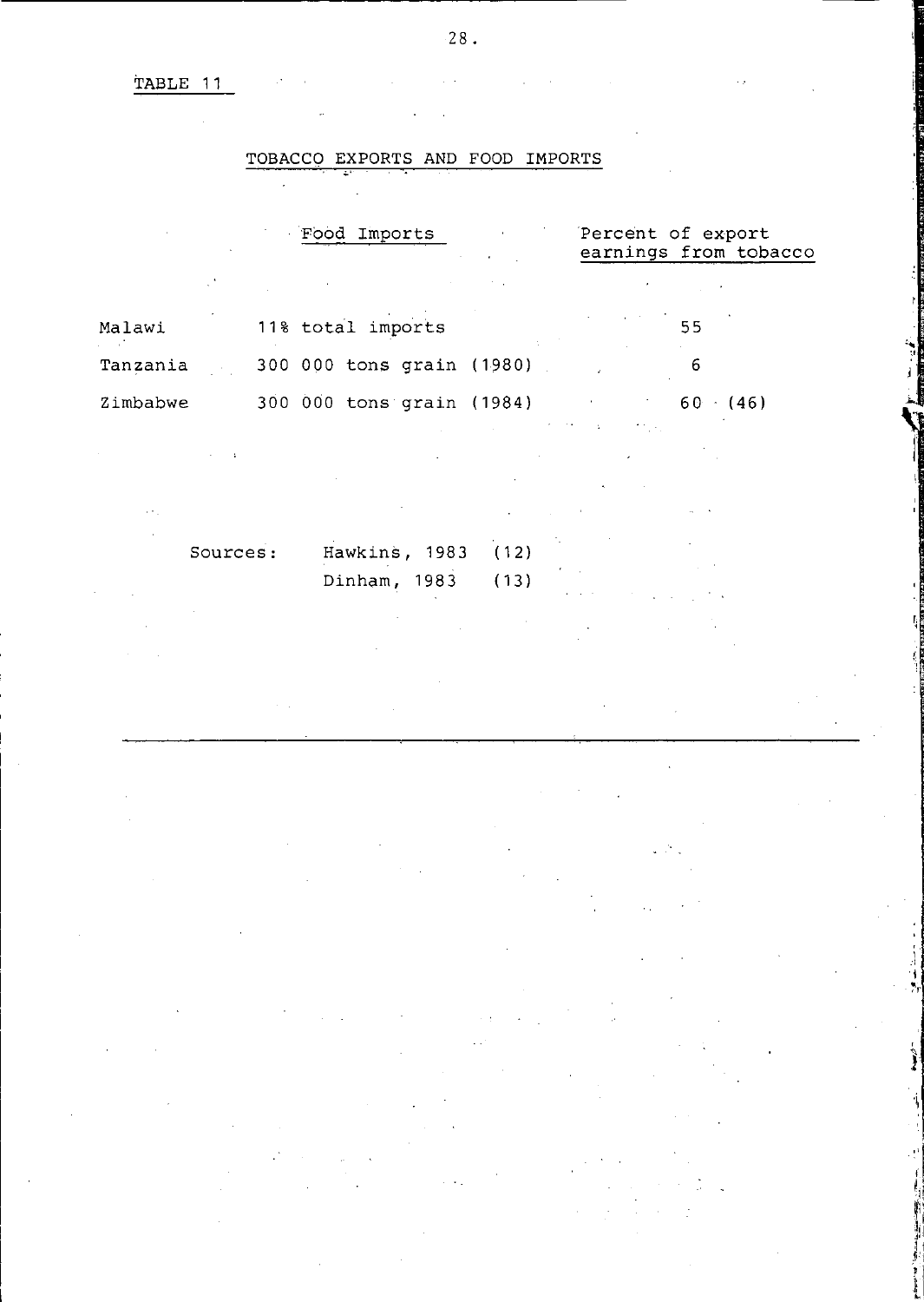TABLE 11

## TOBACCO EXPORTS AND FOOD IMPORTS

| | Food Imports | Percent of export earnings from tobacco |
|---|---|---|
| Malawi | 11% total imports | 55 |
| Tanzania | 300 000 tons grain (1980) | 6 |
| Zimbabwe | 300 000 tons grain (1984) | 60 (46) |

Sources: Hawkins, 1983 (12)
Dinham, 1983 (13)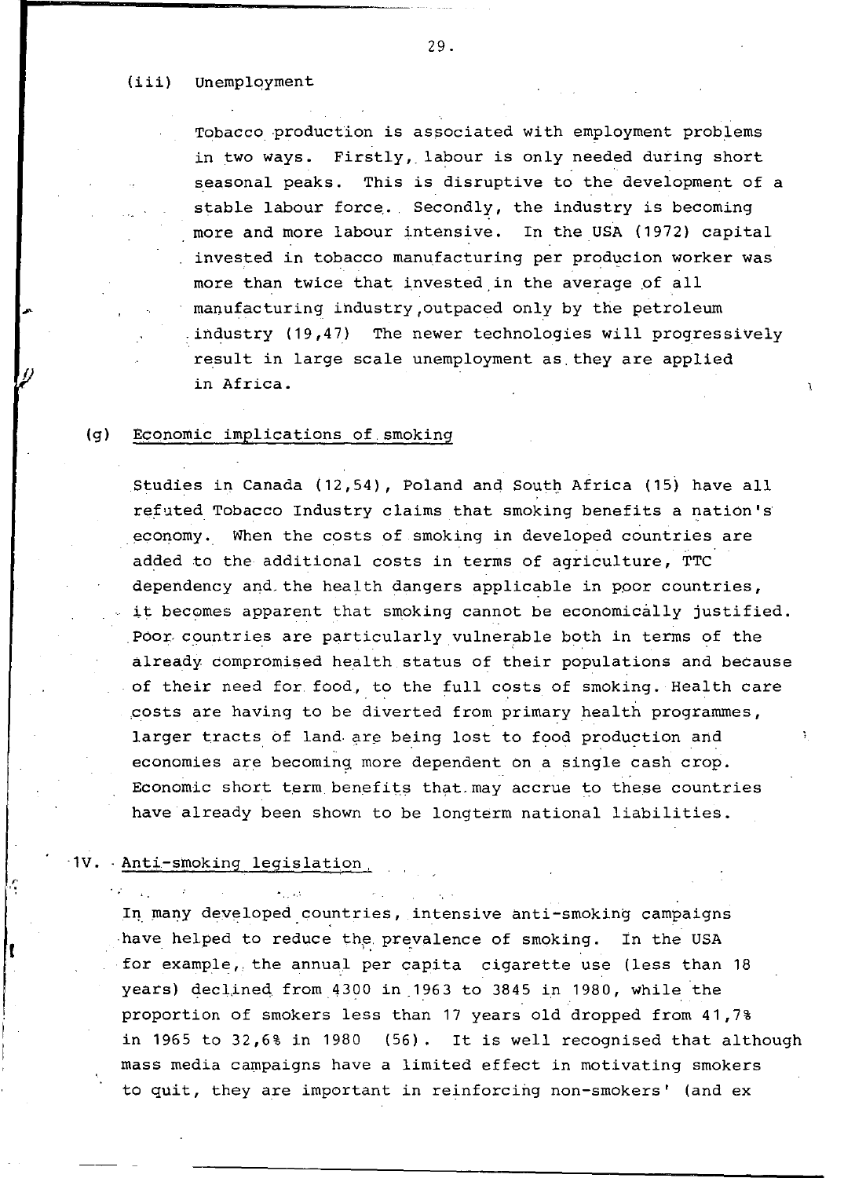(iii) Unemployment

Tobacco production is associated with employment problems in two ways. Firstly, labour is only needed during short seasonal peaks. This is disruptive to the development of a stable labour force. Secondly, the industry is becoming more and more labour intensive. In the USA (1972) capital invested in tobacco manufacturing per producion worker was more than twice that invested in the average of all manufacturing industry, outpaced only by the petroleum industry (19,47) The newer technologies will progressively result in large scale unemployment as they are applied in Africa.

(g) Economic implications of smoking

Studies in Canada (12,54), Poland and South Africa (15) have all refuted Tobacco Industry claims that smoking benefits a nation's economy. When the costs of smoking in developed countries are added to the additional costs in terms of agriculture, TTC dependency and the health dangers applicable in poor countries, it becomes apparent that smoking cannot be economically justified. Poor countries are particularly vulnerable both in terms of the already compromised health status of their populations and because of their need for food, to the full costs of smoking. Health care costs are having to be diverted from primary health programmes, larger tracts of land are being lost to food production and economies are becoming more dependent on a single cash crop. Economic short term benefits that may accrue to these countries have already been shown to be longterm national liabilities.

1V. Anti-smoking legislation

In many developed countries, intensive anti-smoking campaigns have helped to reduce the prevalence of smoking. In the USA for example, the annual per capita cigarette use (less than 18 years) declined from 4300 in 1963 to 3845 in 1980, while the proportion of smokers less than 17 years old dropped from 41,7% in 1965 to 32,6% in 1980 (56). It is well recognised that although mass media campaigns have a limited effect in motivating smokers to quit, they are important in reinforcing non-smokers' (and ex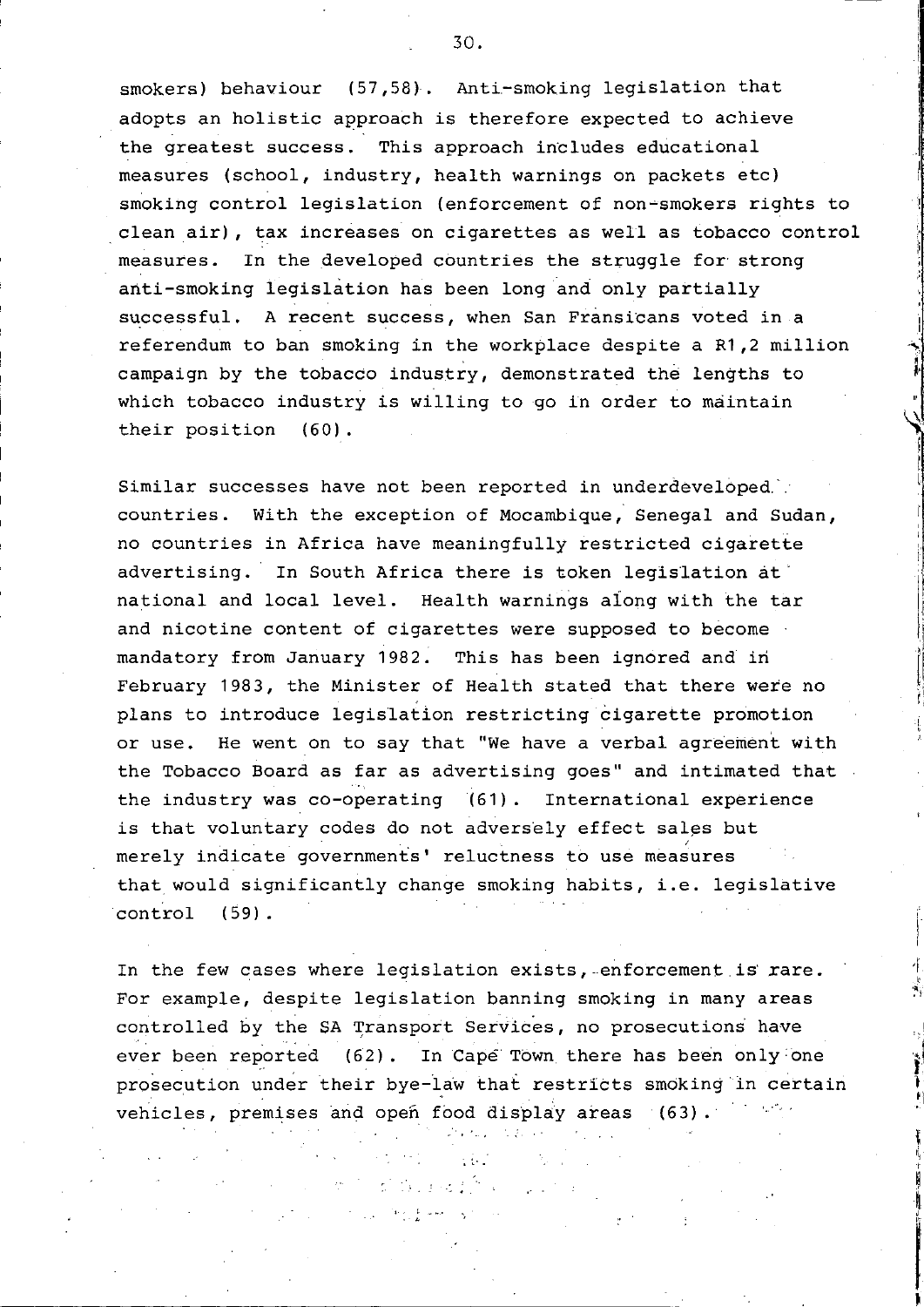smokers) behaviour (57,58). Anti-smoking legislation that adopts an holistic approach is therefore expected to achieve the greatest success. This approach includes educational measures (school, industry, health warnings on packets etc) smoking control legislation (enforcement of non-smokers rights to clean air), tax increases on cigarettes as well as tobacco control measures. In the developed countries the struggle for strong anti-smoking legislation has been long and only partially successful. A recent success, when San Fransicans voted in a referendum to ban smoking in the workplace despite a R1,2 million campaign by the tobacco industry, demonstrated the lengths to which tobacco industry is willing to go in order to maintain their position (60).

Similar successes have not been reported in underdeveloped countries. With the exception of Mocambique, Senegal and Sudan, no countries in Africa have meaningfully restricted cigarette advertising. In South Africa there is token legislation at national and local level. Health warnings along with the tar and nicotine content of cigarettes were supposed to become mandatory from January 1982. This has been ignored and in February 1983, the Minister of Health stated that there were no plans to introduce legislation restricting cigarette promotion or use. He went on to say that "We have a verbal agreement with the Tobacco Board as far as advertising goes" and intimated that the industry was co-operating (61). International experience is that voluntary codes do not adversely effect sales but merely indicate governments' reluctness to use measures that would significantly change smoking habits, i.e. legislative control (59).

In the few cases where legislation exists, enforcement is rare. For example, despite legislation banning smoking in many areas controlled by the SA Transport Services, no prosecutions have ever been reported (62). In Cape Town there has been only one prosecution under their bye-law that restricts smoking in certain vehicles, premises and open food display areas (63).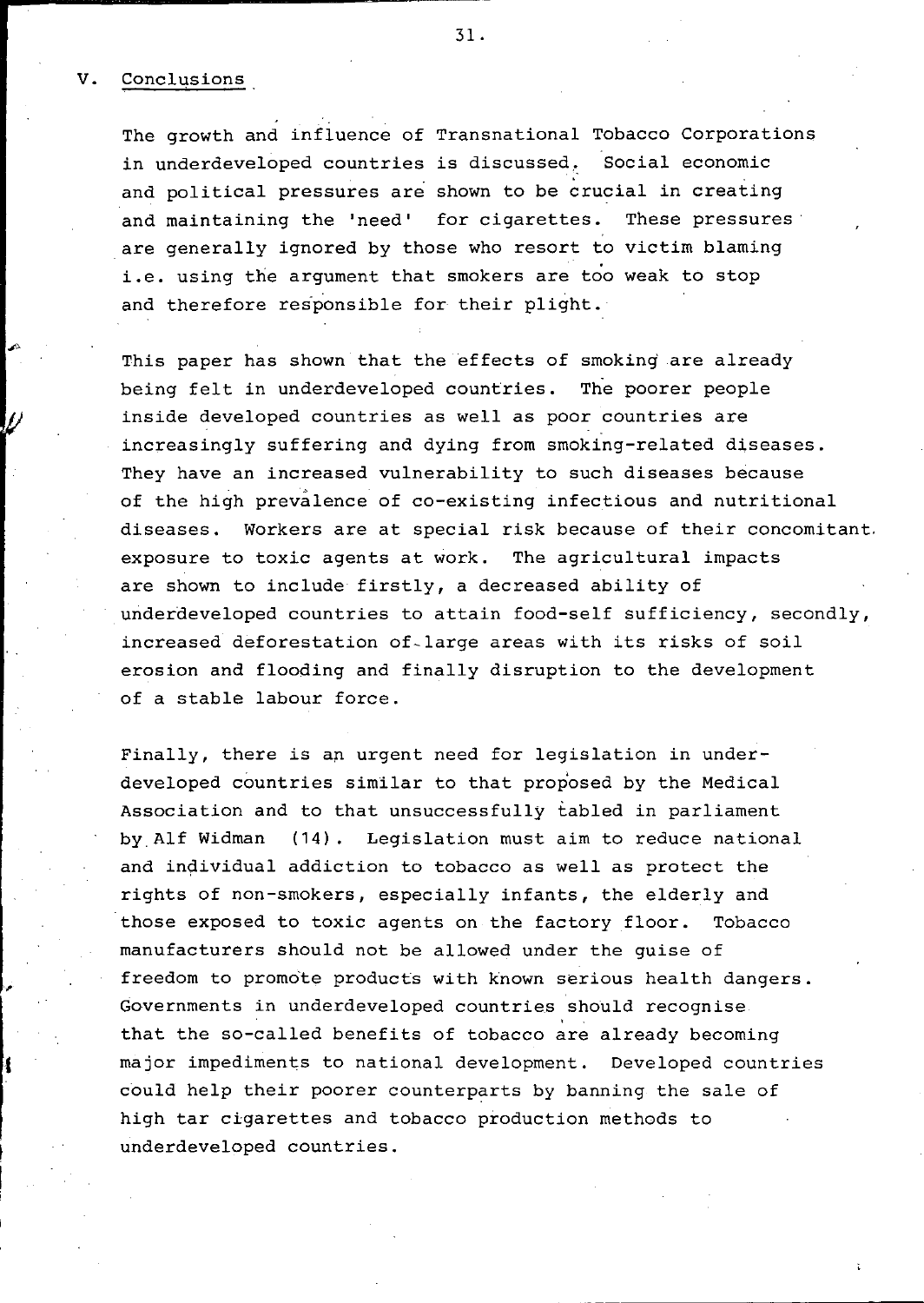## V. Conclusions

The growth and influence of Transnational Tobacco Corporations in underdeveloped countries is discussed. Social economic and political pressures are shown to be crucial in creating and maintaining the 'need' for cigarettes. These pressures are generally ignored by those who resort to victim blaming i.e. using the argument that smokers are too weak to stop and therefore responsible for their plight.

This paper has shown that the effects of smoking are already being felt in underdeveloped countries. The poorer people inside developed countries as well as poor countries are increasingly suffering and dying from smoking-related diseases. They have an increased vulnerability to such diseases because of the high prevalence of co-existing infectious and nutritional diseases. Workers are at special risk because of their concomitant exposure to toxic agents at work. The agricultural impacts are shown to include firstly, a decreased ability of underdeveloped countries to attain food-self sufficiency, secondly, increased deforestation of large areas with its risks of soil erosion and flooding and finally disruption to the development of a stable labour force.

Finally, there is an urgent need for legislation in underdeveloped countries similar to that proposed by the Medical Association and to that unsuccessfully tabled in parliament by Alf Widman (14). Legislation must aim to reduce national and individual addiction to tobacco as well as protect the rights of non-smokers, especially infants, the elderly and those exposed to toxic agents on the factory floor. Tobacco manufacturers should not be allowed under the guise of freedom to promote products with known serious health dangers. Governments in underdeveloped countries should recognise that the so-called benefits of tobacco are already becoming major impediments to national development. Developed countries could help their poorer counterparts by banning the sale of high tar cigarettes and tobacco production methods to underdeveloped countries.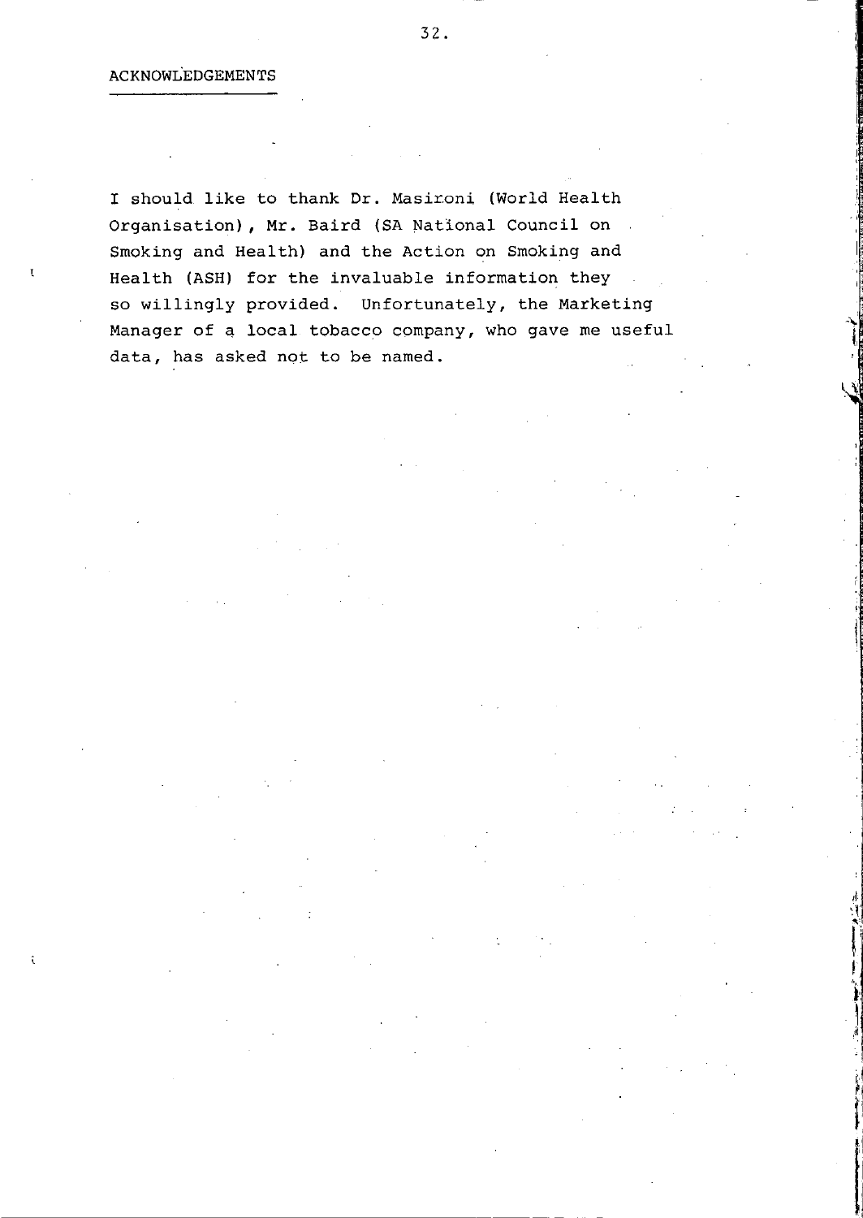## ACKNOWLEDGEMENTS

I should like to thank Dr. Masironi (World Health Organisation), Mr. Baird (SA National Council on Smoking and Health) and the Action on Smoking and Health (ASH) for the invaluable information they so willingly provided. Unfortunately, the Marketing Manager of a local tobacco company, who gave me useful data, has asked not to be named.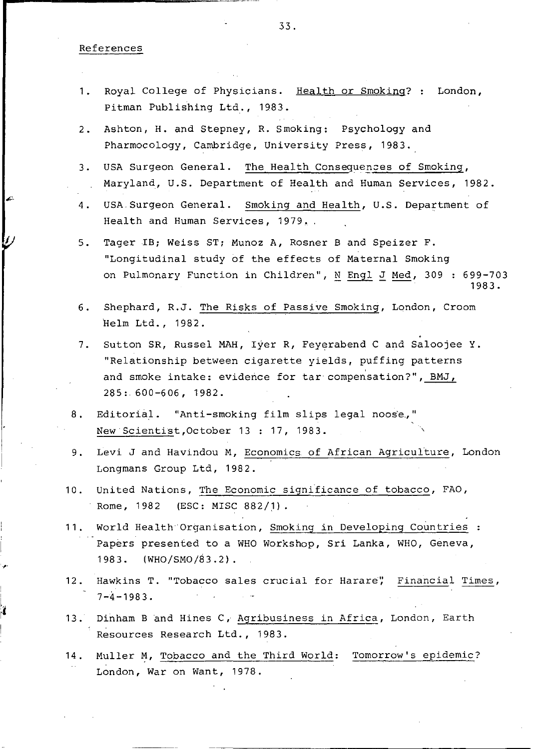References

1. Royal College of Physicians. Health or Smoking? : London, Pitman Publishing Ltd., 1983.

2. Ashton, H. and Stepney, R. Smoking: Psychology and Pharmocology, Cambridge, University Press, 1983.

3. USA Surgeon General. The Health Consequences of Smoking, Maryland, U.S. Department of Health and Human Services, 1982.

4. USA Surgeon General. Smoking and Health, U.S. Department of Health and Human Services, 1979.

5. Tager IB; Weiss ST; Munoz A, Rosner B and Speizer F. "Longitudinal study of the effects of Maternal Smoking on Pulmonary Function in Children", N Engl J Med, 309 : 699-703 1983.

6. Shephard, R.J. The Risks of Passive Smoking, London, Croom Helm Ltd., 1982.

7. Sutton SR, Russel MAH, Iyer R, Feyerabend C and Saloojee Y. "Relationship between cigarette yields, puffing patterns and smoke intake: evidence for tar compensation?", BMJ, 285: 600-606, 1982.

8. Editorial. "Anti-smoking film slips legal noose.," New Scientist, October 13 : 17, 1983.

9. Levi J and Havindou M, Economics of African Agriculture, London Longmans Group Ltd, 1982.

10. United Nations, The Economic significance of tobacco, FAO, Rome, 1982 (ESC: MISC 882/1).

11. World Health Organisation, Smoking in Developing Countries : Papers presented to a WHO Workshop, Sri Lanka, WHO, Geneva, 1983. (WHO/SMO/83.2).

12. Hawkins T. "Tobacco sales crucial for Harare", Financial Times, 7-4-1983.

13. Dinham B and Hines C, Agribusiness in Africa, London, Earth Resources Research Ltd., 1983.

14. Muller M, Tobacco and the Third World: Tomorrow's epidemic? London, War on Want, 1978.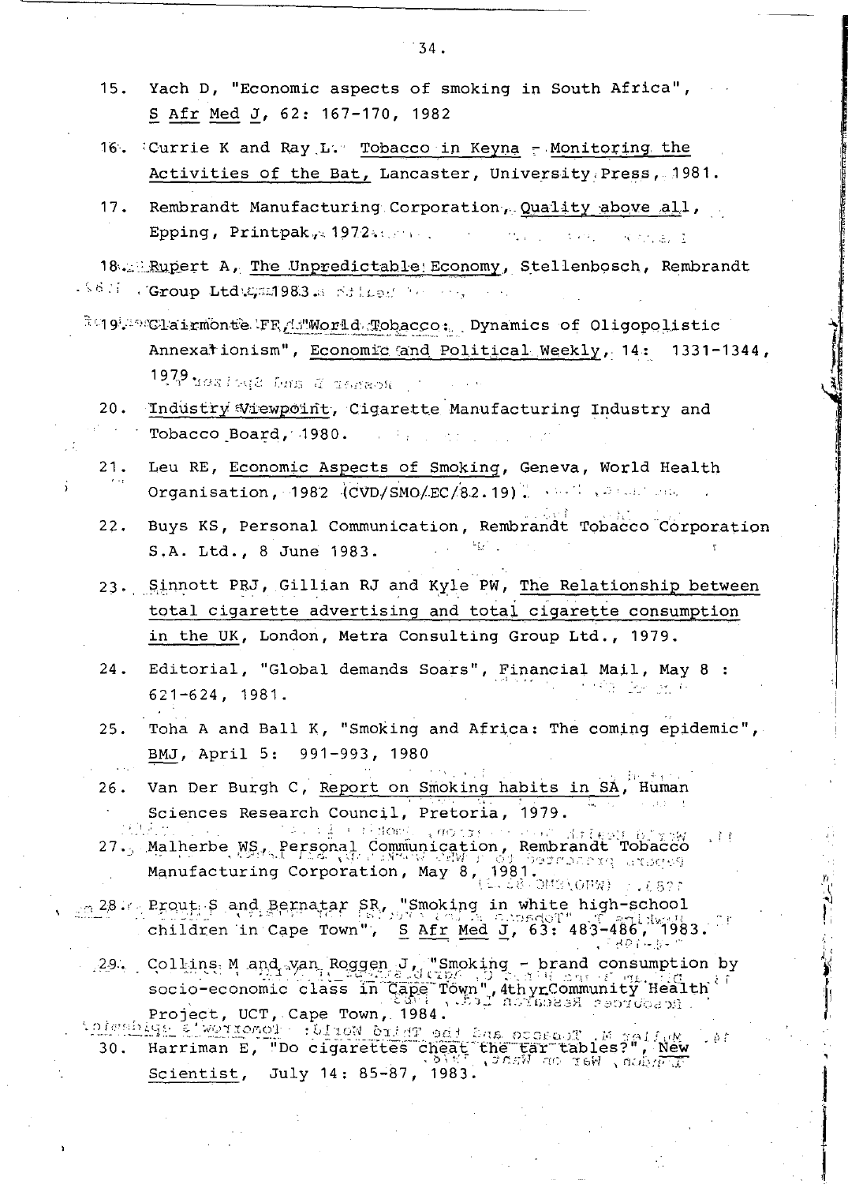15. Yach D, "Economic aspects of smoking in South Africa", S Afr Med J, 62: 167-170, 1982

16. Currie K and Ray L. Tobacco in Keyna - Monitoring the Activities of the Bat, Lancaster, University Press, 1981.

17. Rembrandt Manufacturing Corporation, Quality above all, Epping, Printpak, 1972.

18. Rupert A, The Unpredictable Economy, Stellenbosch, Rembrandt Group Ltd, 1983.

19. Clairmonte FF, "World Tobacco: Dynamics of Oligopolistic Annexationism", Economic and Political Weekly, 14: 1331-1344, 1979

20. Industry Viewpoint, Cigarette Manufacturing Industry and Tobacco Board, 1980.

21. Leu RE, Economic Aspects of Smoking, Geneva, World Health Organisation, 1982 (CVD/SMO/EC/82.19).

22. Buys KS, Personal Communication, Rembrandt Tobacco Corporation S.A. Ltd., 8 June 1983.

23. Sinnott PRJ, Gillian RJ and Kyle PW, The Relationship between total cigarette advertising and total cigarette consumption in the UK, London, Metra Consulting Group Ltd., 1979.

24. Editorial, "Global demands Soars", Financial Mail, May 8 : 621-624, 1981.

25. Toha A and Ball K, "Smoking and Africa: The coming epidemic", BMJ, April 5: 991-993, 1980

26. Van Der Burgh C, Report on Smoking habits in SA, Human Sciences Research Council, Pretoria, 1979.

27. Malherbe WS, Personal Communication, Rembrandt Tobacco Manufacturing Corporation, May 8, 1981.

28. Prout S and Bernatar SR, "Smoking in white high-school children in Cape Town", S Afr Med J, 63: 483-486, 1983.

29. Collins M and van Roggen J, "Smoking - brand consumption by socio-economic class in Cape Town", 4th yr Community Health Project, UCT, Cape Town, 1984.

30. Harriman E, "Do cigarettes cheat the tar tables?", New Scientist, July 14: 85-87, 1983.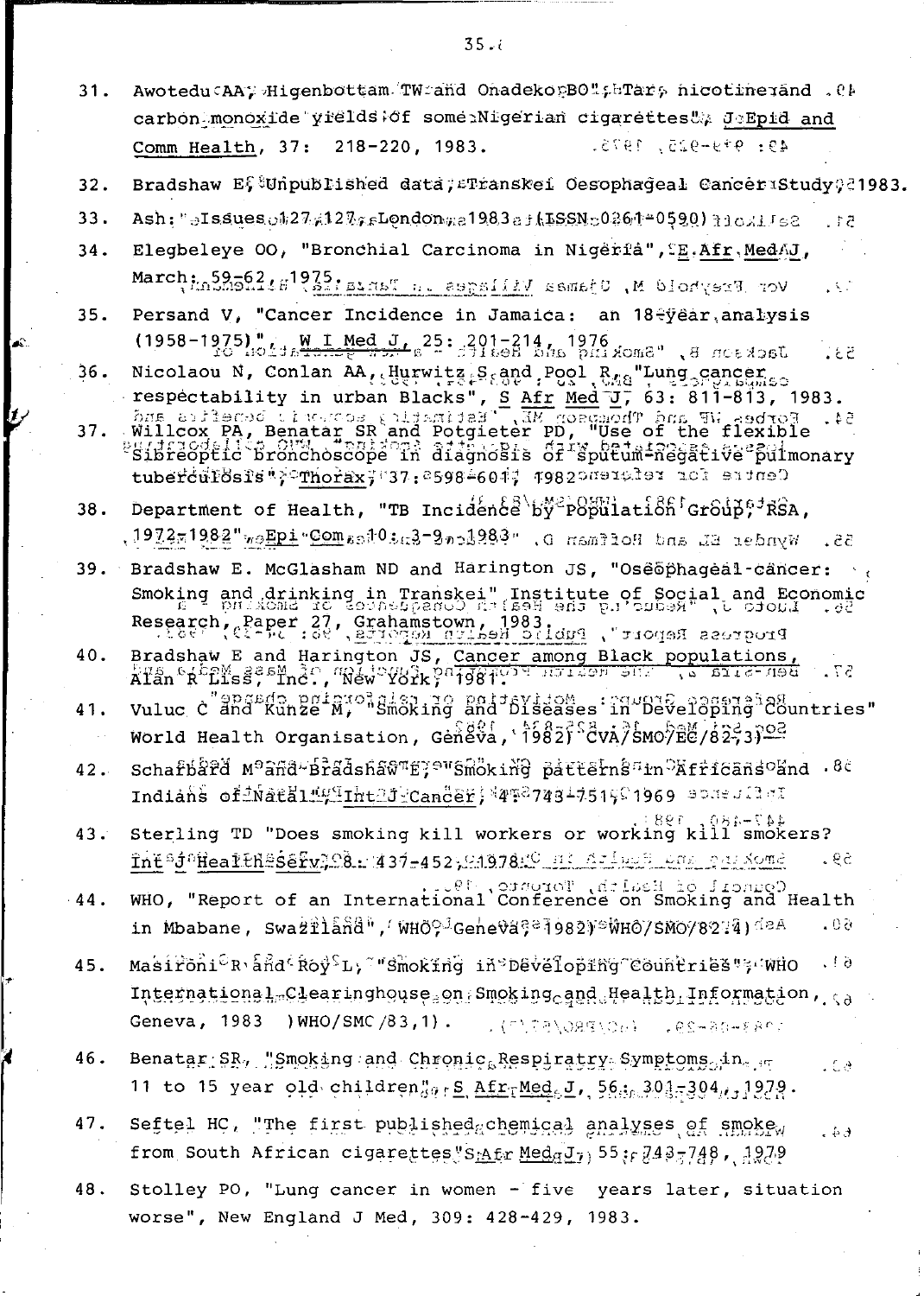31. Awotedu AA, Higenbottam TW and Onadeko BO, "Tar, nicotine and carbon monoxide yields of some Nigerian cigarettes", J Epid and Comm Health, 37: 218-220, 1983.

32. Bradshaw E, Unpublished data, Transkei Oesophageal Cancer Study, 1983.

33. Ash: Issues 127/127, London 1983 (ISSN 0261-0590)

34. Elegbeleye OO, "Bronchial Carcinoma in Nigeria", E Afr Med J, March, 59-62, 1975.

35. Persand V, "Cancer Incidence in Jamaica: an 18-year analysis (1958-1975)", W I Med J, 25: 201-214, 1976

36. Nicolaou N, Conlan AA, Hurwitz S and Pool R, "Lung cancer - respectability in urban Blacks", S Afr Med J, 63: 811-813, 1983.

37. Willcox PA, Benatar SR and Potgieter PD, "Use of the flexible fibreoptic bronchoscope in diagnosis of sputum-negative pulmonary tuberculosis", Thorax, 37: 598-601, 1982

38. Department of Health, "TB Incidence by Population Group", RSA, 1972-1982", Epi Com, 10: 3-9, 1983"

39. Bradshaw E. McGlasham ND and Harington JS, "Oesophageal cancer: Smoking and drinking in Transkei", Institute of Social and Economic Research, Paper 27, Grahamstown, 1983.

40. Bradshaw E and Harington JS, Cancer among Black populations, Alan R Liss, Inc., New York, 1981.

41. Vuluc C and Kunze M, "Smoking and Diseases in Developing Countries" World Health Organisation, Geneva, 1982) CVA/SMO/EC/82-3)

42. Schafbard M and Bradshaw E, "Smoking patterns in Africans and Indians of Natal", Int J Cancer, 4: 743-751, 1969

43. Sterling TD "Does smoking kill workers or working kill smokers? Int J Health Serv, 8: 437-452, 1978.

44. WHO, "Report of an International Conference on Smoking and Health in Mbabane, Swaziland", WHO, Geneva, 1982) WHO/SMO/82.4)

45. Masironi R and Roy L, "Smoking in Developing Countries", WHO International Clearinghouse on Smoking and Health Information, Geneva, 1983 ) WHO/SMC/83,1).

46. Benatar SR, "Smoking and Chronic Respiratry Symptoms in 11 to 15 year old children", S Afr Med J, 56: 301-304, 1979.

47. Seftel HC, "The first published chemical analyses of smoke from South African cigarettes" S Afr Med J, 55: 743-748, 1979

48. Stolley PO, "Lung cancer in women - five years later, situation worse", New England J Med, 309: 428-429, 1983.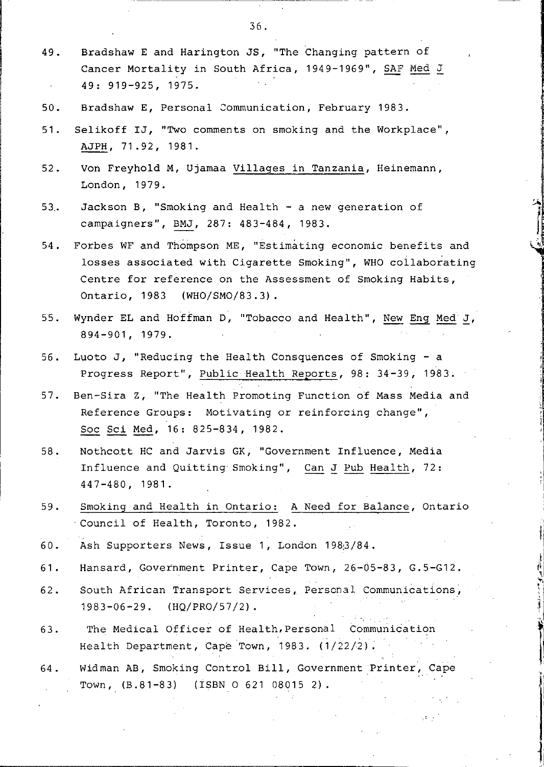49. Bradshaw E and Harington JS, "The Changing pattern of Cancer Mortality in South Africa, 1949-1969", SAF Med J 49: 919-925, 1975.

50. Bradshaw E, Personal Communication, February 1983.

51. Selikoff IJ, "Two comments on smoking and the Workplace", AJPH, 71.92, 1981.

52. Von Freyhold M, Ujamaa Villages in Tanzania, Heinemann, London, 1979.

53. Jackson B, "Smoking and Health - a new generation of campaigners", BMJ, 287: 483-484, 1983.

54. Forbes WF and Thompson ME, "Estimating economic benefits and losses associated with Cigarette Smoking", WHO collaborating Centre for reference on the Assessment of Smoking Habits, Ontario, 1983 (WHO/SMO/83.3).

55. Wynder EL and Hoffman D, "Tobacco and Health", New Eng Med J, 894-901, 1979.

56. Luoto J, "Reducing the Health Consquences of Smoking - a Progress Report", Public Health Reports, 98: 34-39, 1983.

57. Ben-Sira Z, "The Health Promoting Function of Mass Media and Reference Groups: Motivating or reinforcing change", Soc Sci Med, 16: 825-834, 1982.

58. Nothcott HC and Jarvis GK, "Government Influence, Media Influence and Quitting Smoking", Can J Pub Health, 72: 447-480, 1981.

59. Smoking and Health in Ontario: A Need for Balance, Ontario Council of Health, Toronto, 1982.

60. Ash Supporters News, Issue 1, London 1983/84.

61. Hansard, Government Printer, Cape Town, 26-05-83, G.5-G12.

62. South African Transport Services, Personal Communications, 1983-06-29. (HQ/PRO/57/2).

63. The Medical Officer of Health, Personal Communication Health Department, Cape Town, 1983. (1/22/2).

64. Widman AB, Smoking Control Bill, Government Printer, Cape Town, (B.81-83) (ISBN 0 621 08015 2).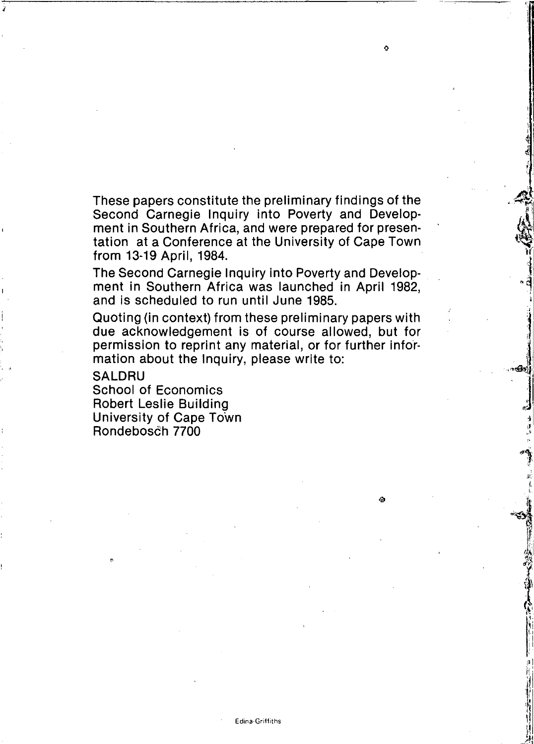These papers constitute the preliminary findings of the Second Carnegie Inquiry into Poverty and Development in Southern Africa, and were prepared for presentation at a Conference at the University of Cape Town from 13-19 April, 1984.

The Second Carnegie Inquiry into Poverty and Development in Southern Africa was launched in April 1982, and is scheduled to run until June 1985.

Quoting (in context) from these preliminary papers with due acknowledgement is of course allowed, but for permission to reprint any material, or for further information about the Inquiry, please write to:

SALDRU
School of Economics
Robert Leslie Building
University of Cape Town
Rondebosch 7700

Edina-Griffiths